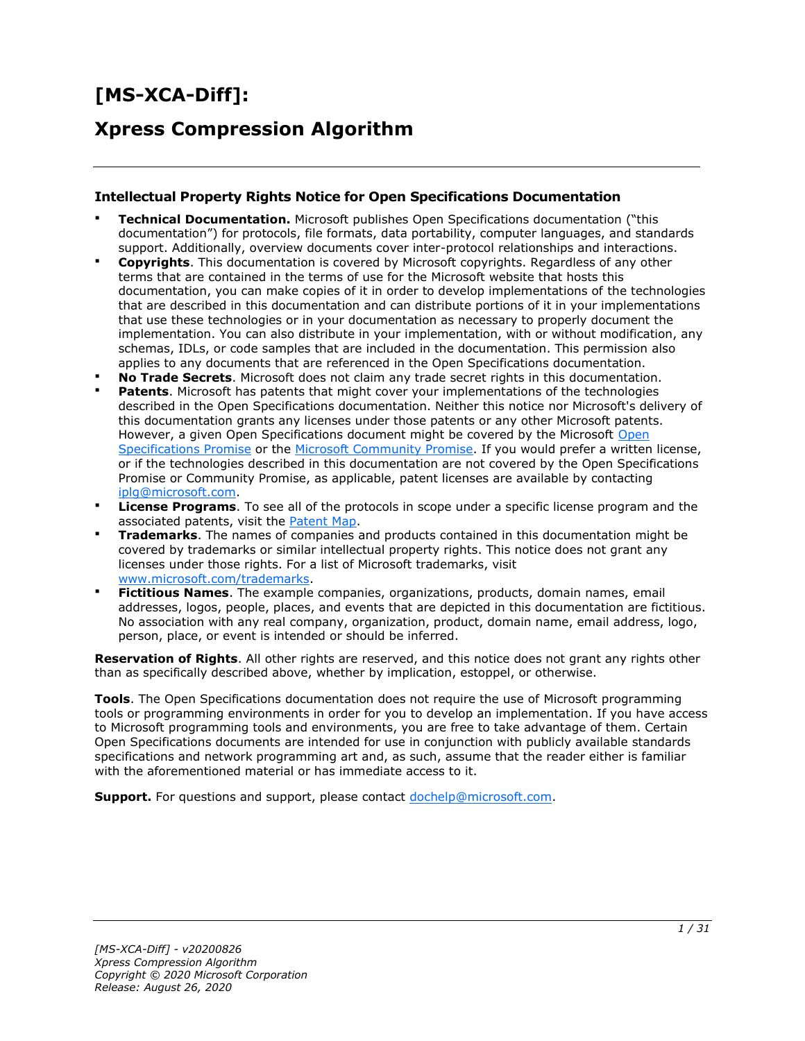# [MS-XCA-Diff]:

# Xpress Compression Algorithm

### Intellectual Property Rights Notice for Open Specifications Documentation

- **Technical Documentation.** Microsoft publishes Open Specifications documentation ("this documentation") for protocols, file formats, data portability, computer languages, and standards support. Additionally, overview documents cover inter-protocol relationships and interactions.
- **Copyrights**. This documentation is covered by Microsoft copyrights. Regardless of any other terms that are contained in the terms of use for the Microsoft website that hosts this documentation, you can make copies of it in order to develop implementations of the technologies that are described in this documentation and can distribute portions of it in your implementations that use these technologies or in your documentation as necessary to properly document the implementation. You can also distribute in your implementation, with or without modification, any schemas, IDLs, or code samples that are included in the documentation. This permission also applies to any documents that are referenced in the Open Specifications documentation.
- **No Trade Secrets**. Microsoft does not claim any trade secret rights in this documentation.
- **Patents**. Microsoft has patents that might cover your implementations of the technologies described in the Open Specifications documentation. Neither this notice nor Microsoft's delivery of this documentation grants any licenses under those patents or any other Microsoft patents. However, a given Open Specifications document might be covered by the Microsoft Open Specifications Promise or the Microsoft Community Promise. If you would prefer a written license, or if the technologies described in this documentation are not covered by the Open Specifications Promise or Community Promise, as applicable, patent licenses are available by contacting iplg@microsoft.com.
- **License Programs**. To see all of the protocols in scope under a specific license program and the associated patents, visit the Patent Map.
- **Trademarks**. The names of companies and products contained in this documentation might be covered by trademarks or similar intellectual property rights. This notice does not grant any licenses under those rights. For a list of Microsoft trademarks, visit www.microsoft.com/trademarks.
- **Fictitious Names**. The example companies, organizations, products, domain names, email addresses, logos, people, places, and events that are depicted in this documentation are fictitious. No association with any real company, organization, product, domain name, email address, logo, person, place, or event is intended or should be inferred.

**Reservation of Rights**. All other rights are reserved, and this notice does not grant any rights other than as specifically described above, whether by implication, estoppel, or otherwise.

**Tools**. The Open Specifications documentation does not require the use of Microsoft programming tools or programming environments in order for you to develop an implementation. If you have access to Microsoft programming tools and environments, you are free to take advantage of them. Certain Open Specifications documents are intended for use in conjunction with publicly available standards specifications and network programming art and, as such, assume that the reader either is familiar with the aforementioned material or has immediate access to it.

**Support.** For questions and support, please contact dochelp@microsoft.com.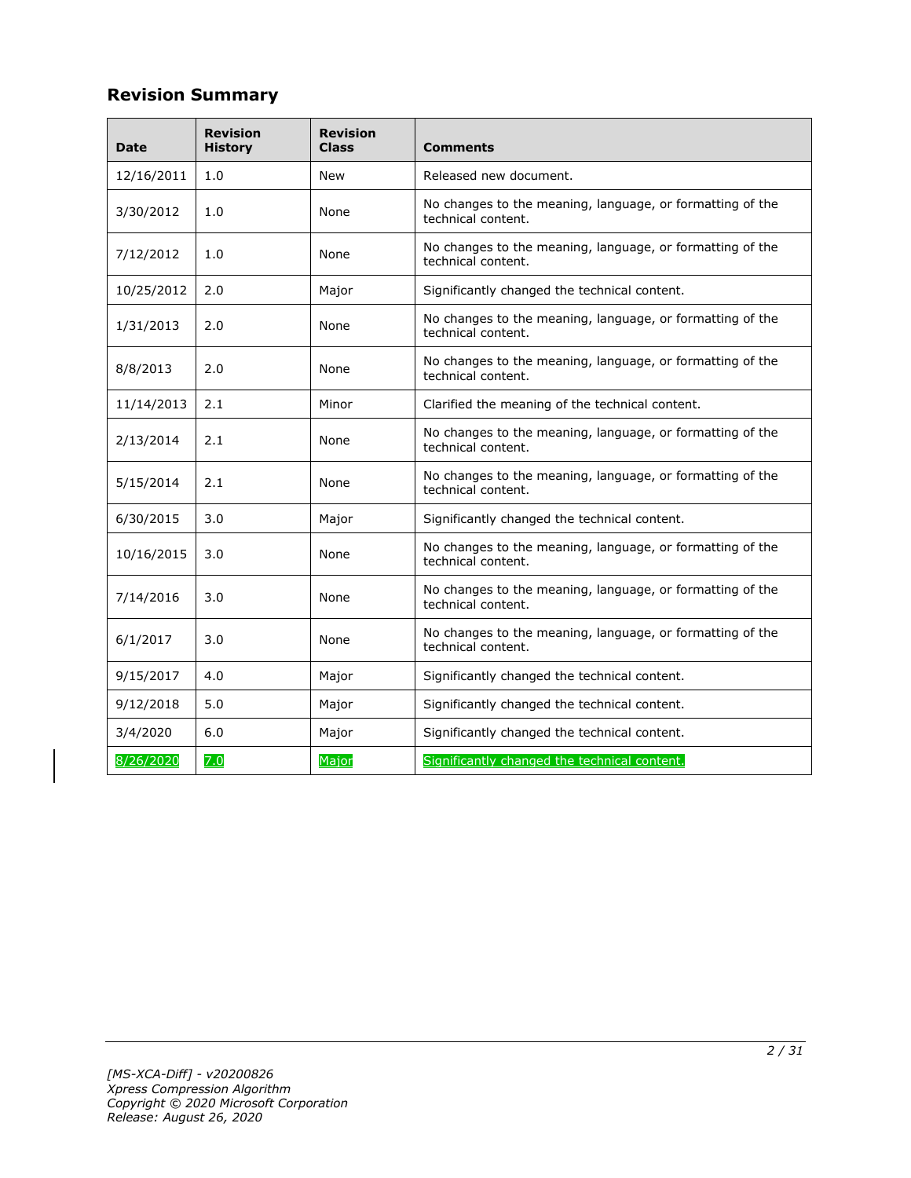## Revision Summary

| Date | Revision History | Revision Class | Comments |
|---|---|---|---|
| 12/16/2011 | 1.0 | New | Released new document. |
| 3/30/2012 | 1.0 | None | No changes to the meaning, language, or formatting of the technical content. |
| 7/12/2012 | 1.0 | None | No changes to the meaning, language, or formatting of the technical content. |
| 10/25/2012 | 2.0 | Major | Significantly changed the technical content. |
| 1/31/2013 | 2.0 | None | No changes to the meaning, language, or formatting of the technical content. |
| 8/8/2013 | 2.0 | None | No changes to the meaning, language, or formatting of the technical content. |
| 11/14/2013 | 2.1 | Minor | Clarified the meaning of the technical content. |
| 2/13/2014 | 2.1 | None | No changes to the meaning, language, or formatting of the technical content. |
| 5/15/2014 | 2.1 | None | No changes to the meaning, language, or formatting of the technical content. |
| 6/30/2015 | 3.0 | Major | Significantly changed the technical content. |
| 10/16/2015 | 3.0 | None | No changes to the meaning, language, or formatting of the technical content. |
| 7/14/2016 | 3.0 | None | No changes to the meaning, language, or formatting of the technical content. |
| 6/1/2017 | 3.0 | None | No changes to the meaning, language, or formatting of the technical content. |
| 9/15/2017 | 4.0 | Major | Significantly changed the technical content. |
| 9/12/2018 | 5.0 | Major | Significantly changed the technical content. |
| 3/4/2020 | 6.0 | Major | Significantly changed the technical content. |
| 8/26/2020 | 7.0 | Major | Significantly changed the technical content. |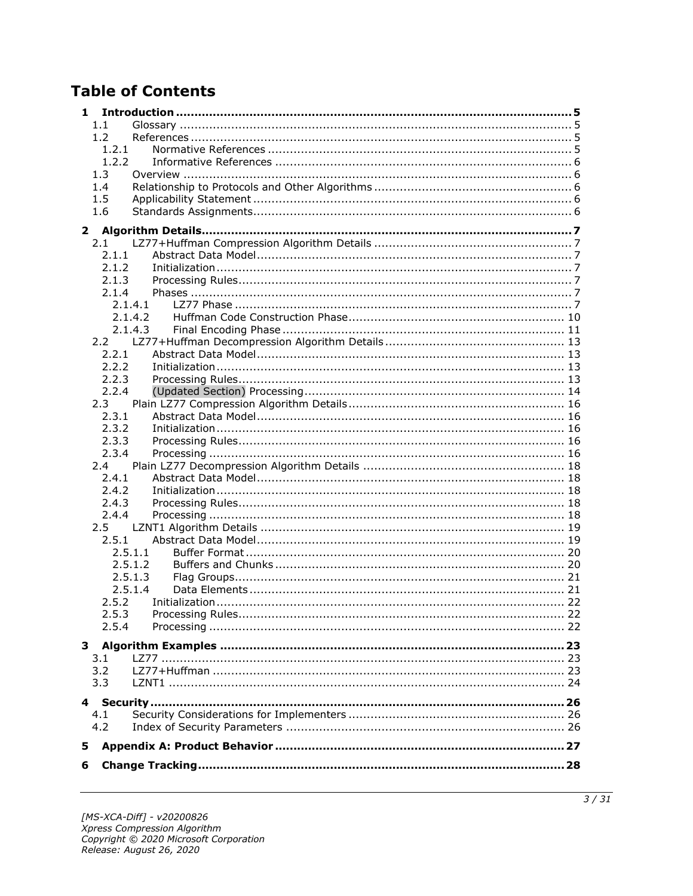# Table of Contents

**1 Introduction .......... 5**
- 1.1 Glossary .......... 5
- 1.2 References .......... 5
  - 1.2.1 Normative References .......... 5
  - 1.2.2 Informative References .......... 6
- 1.3 Overview .......... 6
- 1.4 Relationship to Protocols and Other Algorithms .......... 6
- 1.5 Applicability Statement .......... 6
- 1.6 Standards Assignments .......... 6

**2 Algorithm Details .......... 7**
- 2.1 LZ77+Huffman Compression Algorithm Details .......... 7
  - 2.1.1 Abstract Data Model .......... 7
  - 2.1.2 Initialization .......... 7
  - 2.1.3 Processing Rules .......... 7
  - 2.1.4 Phases .......... 7
    - 2.1.4.1 LZ77 Phase .......... 7
    - 2.1.4.2 Huffman Code Construction Phase .......... 10
    - 2.1.4.3 Final Encoding Phase .......... 11
- 2.2 LZ77+Huffman Decompression Algorithm Details .......... 13
  - 2.2.1 Abstract Data Model .......... 13
  - 2.2.2 Initialization .......... 13
  - 2.2.3 Processing Rules .......... 13
  - 2.2.4 (Updated Section) Processing .......... 14
- 2.3 Plain LZ77 Compression Algorithm Details .......... 16
  - 2.3.1 Abstract Data Model .......... 16
  - 2.3.2 Initialization .......... 16
  - 2.3.3 Processing Rules .......... 16
  - 2.3.4 Processing .......... 16
- 2.4 Plain LZ77 Decompression Algorithm Details .......... 18
  - 2.4.1 Abstract Data Model .......... 18
  - 2.4.2 Initialization .......... 18
  - 2.4.3 Processing Rules .......... 18
  - 2.4.4 Processing .......... 18
- 2.5 LZNT1 Algorithm Details .......... 19
  - 2.5.1 Abstract Data Model .......... 19
    - 2.5.1.1 Buffer Format .......... 20
    - 2.5.1.2 Buffers and Chunks .......... 20
    - 2.5.1.3 Flag Groups .......... 21
    - 2.5.1.4 Data Elements .......... 21
  - 2.5.2 Initialization .......... 22
  - 2.5.3 Processing Rules .......... 22
  - 2.5.4 Processing .......... 22

**3 Algorithm Examples .......... 23**
- 3.1 LZ77 .......... 23
- 3.2 LZ77+Huffman .......... 23
- 3.3 LZNT1 .......... 24

**4 Security .......... 26**
- 4.1 Security Considerations for Implementers .......... 26
- 4.2 Index of Security Parameters .......... 26

**5 Appendix A: Product Behavior .......... 27**

**6 Change Tracking .......... 28**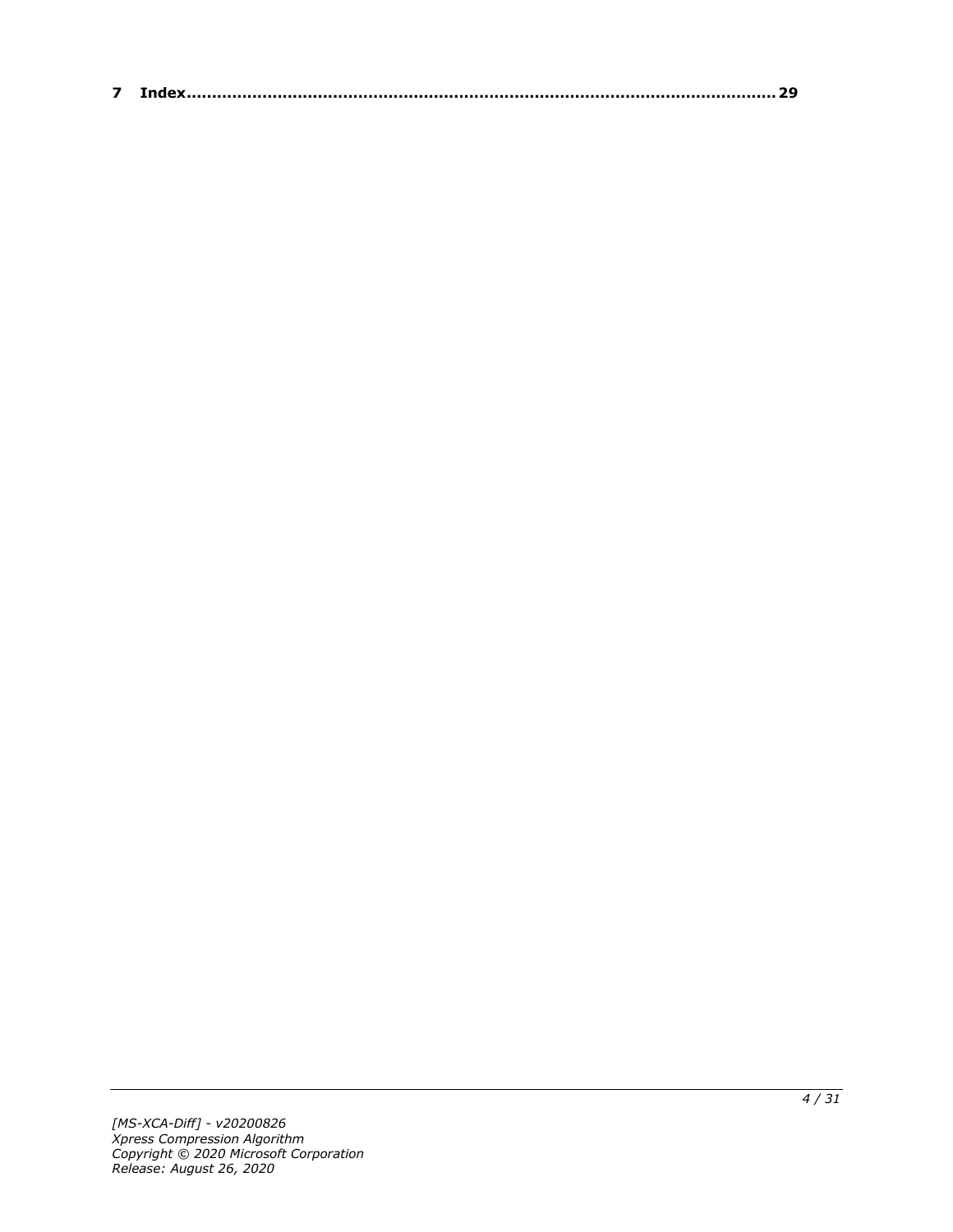**7 Index.......................................................................................................... 29**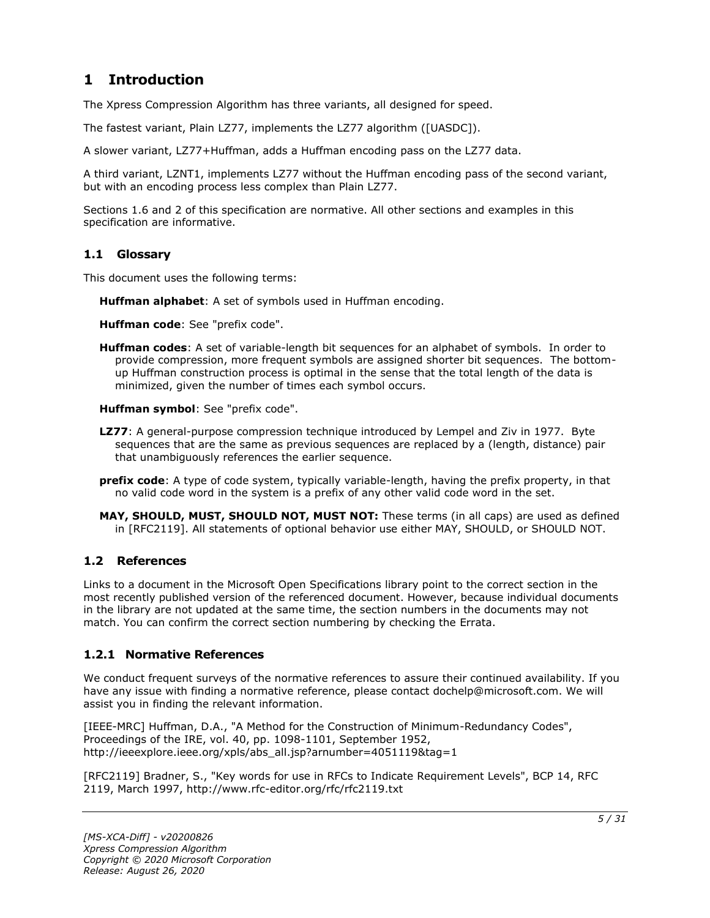# 1 Introduction

The Xpress Compression Algorithm has three variants, all designed for speed.

The fastest variant, Plain LZ77, implements the LZ77 algorithm ([UASDC]).

A slower variant, LZ77+Huffman, adds a Huffman encoding pass on the LZ77 data.

A third variant, LZNT1, implements LZ77 without the Huffman encoding pass of the second variant, but with an encoding process less complex than Plain LZ77.

Sections 1.6 and 2 of this specification are normative. All other sections and examples in this specification are informative.

## 1.1 Glossary

This document uses the following terms:

**Huffman alphabet**: A set of symbols used in Huffman encoding.

**Huffman code**: See "prefix code".

**Huffman codes**: A set of variable-length bit sequences for an alphabet of symbols. In order to provide compression, more frequent symbols are assigned shorter bit sequences. The bottom-up Huffman construction process is optimal in the sense that the total length of the data is minimized, given the number of times each symbol occurs.

**Huffman symbol**: See "prefix code".

**LZ77**: A general-purpose compression technique introduced by Lempel and Ziv in 1977. Byte sequences that are the same as previous sequences are replaced by a (length, distance) pair that unambiguously references the earlier sequence.

**prefix code**: A type of code system, typically variable-length, having the prefix property, in that no valid code word in the system is a prefix of any other valid code word in the set.

**MAY, SHOULD, MUST, SHOULD NOT, MUST NOT:** These terms (in all caps) are used as defined in [RFC2119]. All statements of optional behavior use either MAY, SHOULD, or SHOULD NOT.

## 1.2 References

Links to a document in the Microsoft Open Specifications library point to the correct section in the most recently published version of the referenced document. However, because individual documents in the library are not updated at the same time, the section numbers in the documents may not match. You can confirm the correct section numbering by checking the Errata.

### 1.2.1 Normative References

We conduct frequent surveys of the normative references to assure their continued availability. If you have any issue with finding a normative reference, please contact dochelp@microsoft.com. We will assist you in finding the relevant information.

[IEEE-MRC] Huffman, D.A., "A Method for the Construction of Minimum-Redundancy Codes", Proceedings of the IRE, vol. 40, pp. 1098-1101, September 1952, http://ieeexplore.ieee.org/xpls/abs_all.jsp?arnumber=4051119&tag=1

[RFC2119] Bradner, S., "Key words for use in RFCs to Indicate Requirement Levels", BCP 14, RFC 2119, March 1997, http://www.rfc-editor.org/rfc/rfc2119.txt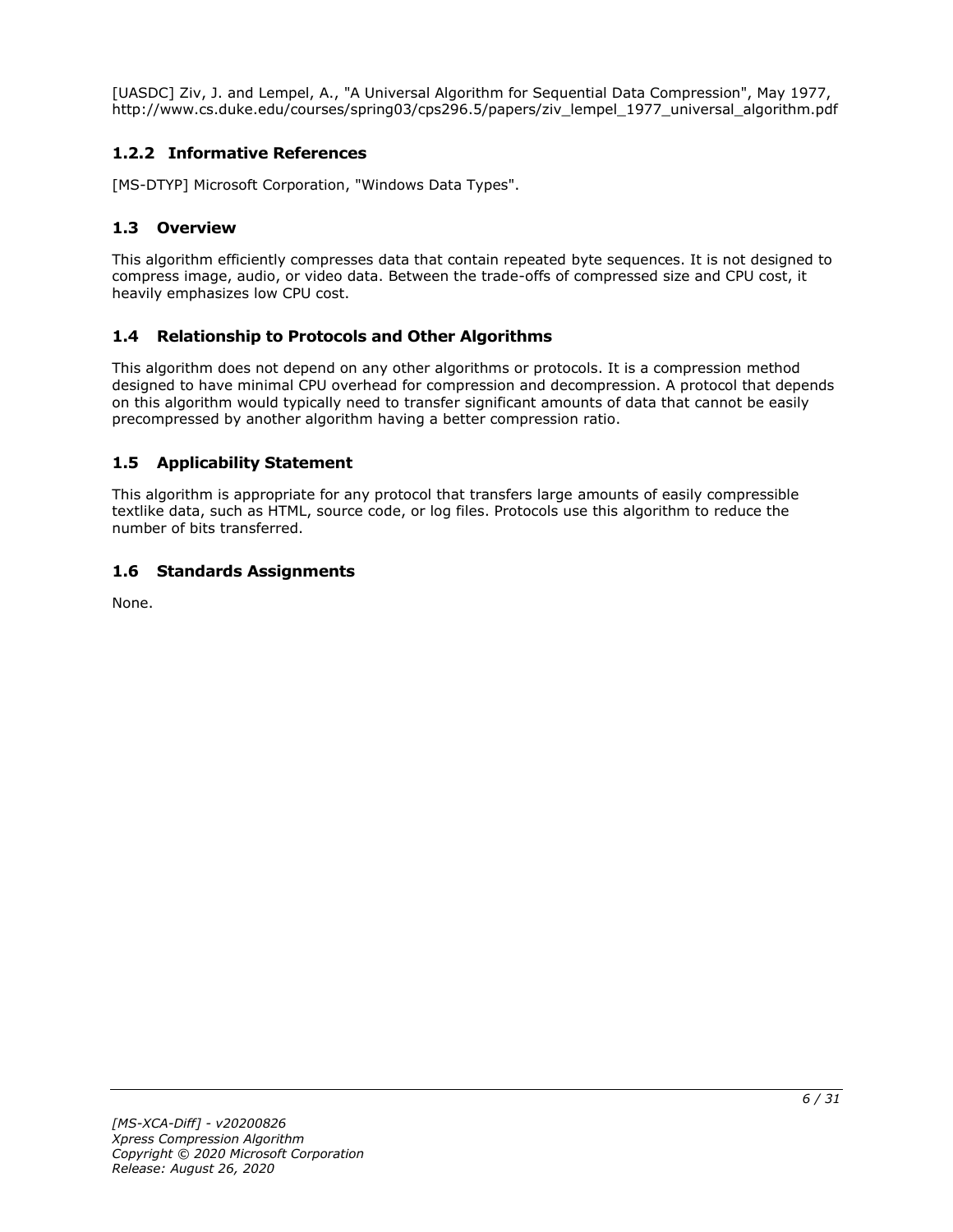[UASDC] Ziv, J. and Lempel, A., "A Universal Algorithm for Sequential Data Compression", May 1977, http://www.cs.duke.edu/courses/spring03/cps296.5/papers/ziv_lempel_1977_universal_algorithm.pdf

### 1.2.2 Informative References

[MS-DTYP] Microsoft Corporation, "Windows Data Types".

## 1.3 Overview

This algorithm efficiently compresses data that contain repeated byte sequences. It is not designed to compress image, audio, or video data. Between the trade-offs of compressed size and CPU cost, it heavily emphasizes low CPU cost.

## 1.4 Relationship to Protocols and Other Algorithms

This algorithm does not depend on any other algorithms or protocols. It is a compression method designed to have minimal CPU overhead for compression and decompression. A protocol that depends on this algorithm would typically need to transfer significant amounts of data that cannot be easily precompressed by another algorithm having a better compression ratio.

## 1.5 Applicability Statement

This algorithm is appropriate for any protocol that transfers large amounts of easily compressible textlike data, such as HTML, source code, or log files. Protocols use this algorithm to reduce the number of bits transferred.

## 1.6 Standards Assignments

None.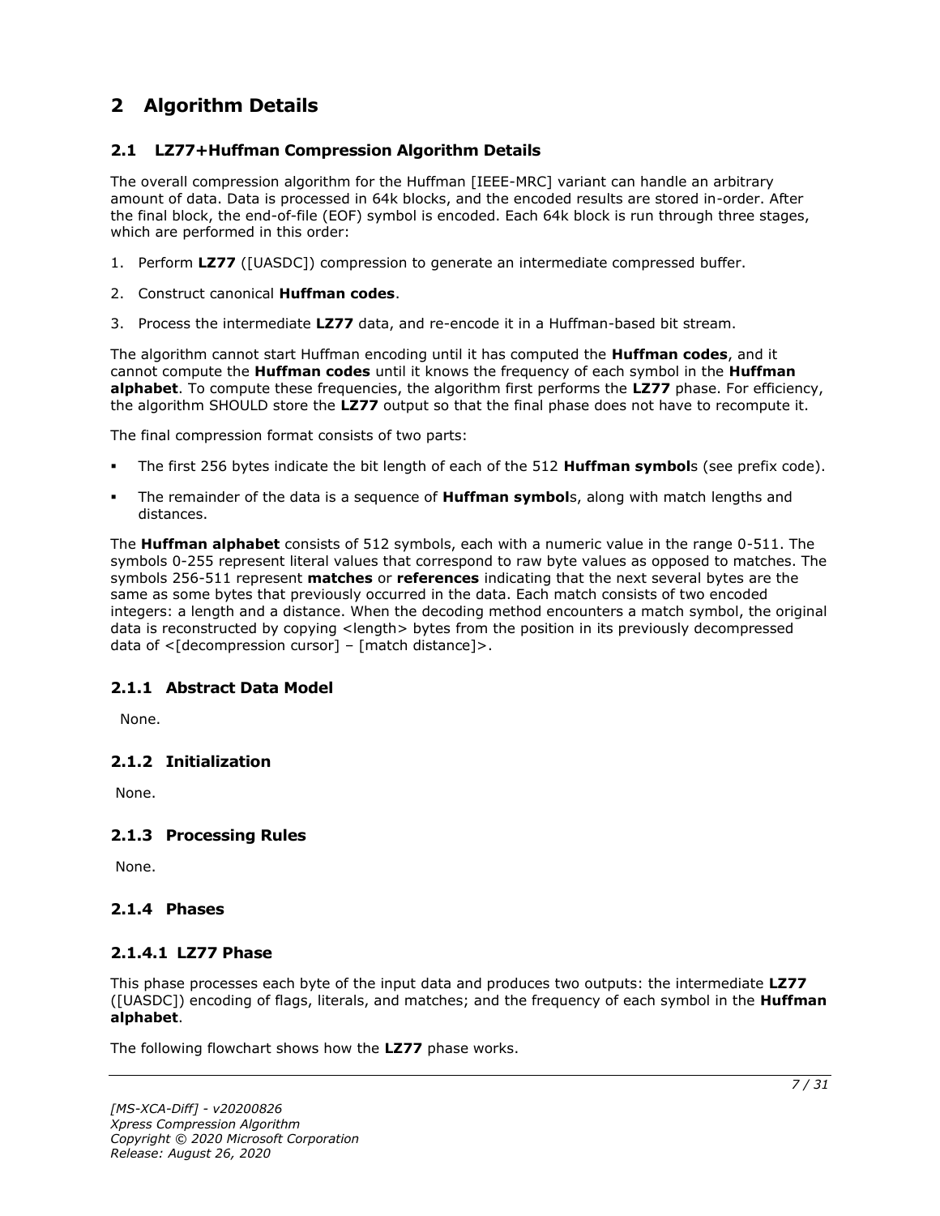# 2 Algorithm Details

## 2.1 LZ77+Huffman Compression Algorithm Details

The overall compression algorithm for the Huffman [IEEE-MRC] variant can handle an arbitrary amount of data. Data is processed in 64k blocks, and the encoded results are stored in-order. After the final block, the end-of-file (EOF) symbol is encoded. Each 64k block is run through three stages, which are performed in this order:

1. Perform **LZ77** ([UASDC]) compression to generate an intermediate compressed buffer.
2. Construct canonical **Huffman codes**.
3. Process the intermediate **LZ77** data, and re-encode it in a Huffman-based bit stream.

The algorithm cannot start Huffman encoding until it has computed the **Huffman codes**, and it cannot compute the **Huffman codes** until it knows the frequency of each symbol in the **Huffman alphabet**. To compute these frequencies, the algorithm first performs the **LZ77** phase. For efficiency, the algorithm SHOULD store the **LZ77** output so that the final phase does not have to recompute it.

The final compression format consists of two parts:

- The first 256 bytes indicate the bit length of each of the 512 **Huffman symbol**s (see prefix code).
- The remainder of the data is a sequence of **Huffman symbol**s, along with match lengths and distances.

The **Huffman alphabet** consists of 512 symbols, each with a numeric value in the range 0-511. The symbols 0-255 represent literal values that correspond to raw byte values as opposed to matches. The symbols 256-511 represent **matches** or **references** indicating that the next several bytes are the same as some bytes that previously occurred in the data. Each match consists of two encoded integers: a length and a distance. When the decoding method encounters a match symbol, the original data is reconstructed by copying <length> bytes from the position in its previously decompressed data of <[decompression cursor] – [match distance]>.

### 2.1.1 Abstract Data Model

None.

### 2.1.2 Initialization

None.

### 2.1.3 Processing Rules

None.

### 2.1.4 Phases

#### 2.1.4.1 LZ77 Phase

This phase processes each byte of the input data and produces two outputs: the intermediate **LZ77** ([UASDC]) encoding of flags, literals, and matches; and the frequency of each symbol in the **Huffman alphabet**.

The following flowchart shows how the **LZ77** phase works.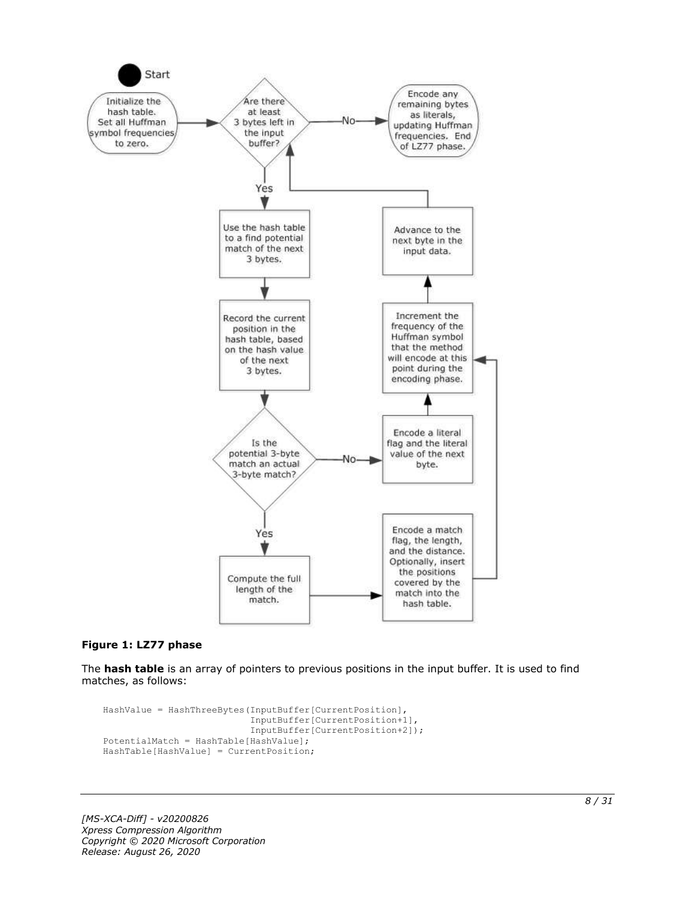Start

Initialize the hash table. Set all Huffman symbol frequencies to zero.

Are there at least 3 bytes left in the input buffer?

No

Encode any remaining bytes as literals, updating Huffman frequencies. End of LZ77 phase.

Yes

Use the hash table to a find potential match of the next 3 bytes.

Record the current position in the hash table, based on the hash value of the next 3 bytes.

Is the potential 3-byte match an actual 3-byte match?

No

Encode a literal flag and the literal value of the next byte.

Increment the frequency of the Huffman symbol that the method will encode at this point during the encoding phase.

Advance to the next byte in the input data.

Yes

Compute the full length of the match.

Encode a match flag, the length, and the distance. Optionally, insert the positions covered by the match into the hash table.

**Figure 1: LZ77 phase**

The **hash table** is an array of pointers to previous positions in the input buffer. It is used to find matches, as follows:

```
HashValue = HashThreeBytes(InputBuffer[CurrentPosition],
                           InputBuffer[CurrentPosition+1],
                           InputBuffer[CurrentPosition+2]);
PotentialMatch = HashTable[HashValue];
HashTable[HashValue] = CurrentPosition;
```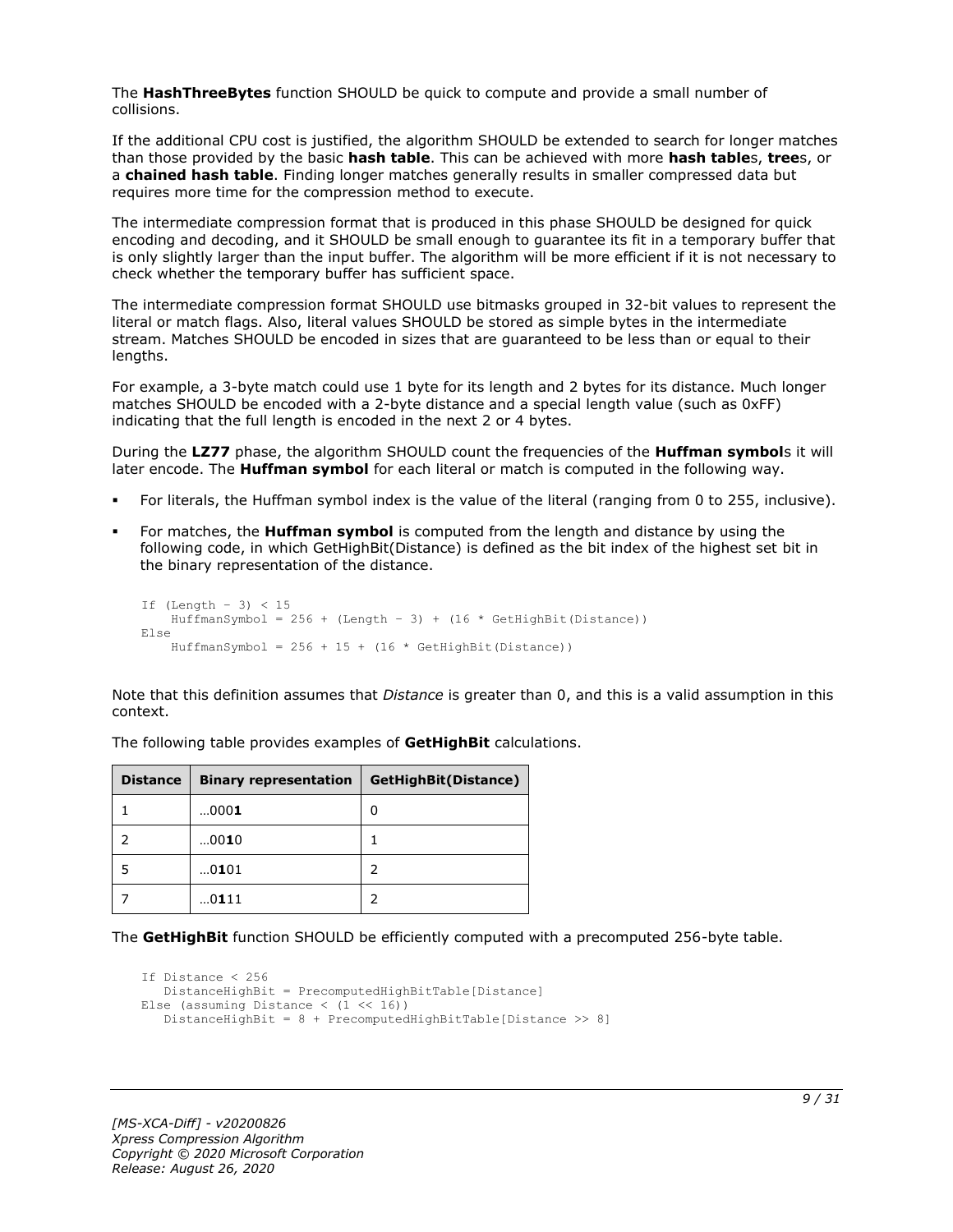The **HashThreeBytes** function SHOULD be quick to compute and provide a small number of collisions.

If the additional CPU cost is justified, the algorithm SHOULD be extended to search for longer matches than those provided by the basic **hash table**. This can be achieved with more **hash table**s, **tree**s, or a **chained hash table**. Finding longer matches generally results in smaller compressed data but requires more time for the compression method to execute.

The intermediate compression format that is produced in this phase SHOULD be designed for quick encoding and decoding, and it SHOULD be small enough to guarantee its fit in a temporary buffer that is only slightly larger than the input buffer. The algorithm will be more efficient if it is not necessary to check whether the temporary buffer has sufficient space.

The intermediate compression format SHOULD use bitmasks grouped in 32-bit values to represent the literal or match flags. Also, literal values SHOULD be stored as simple bytes in the intermediate stream. Matches SHOULD be encoded in sizes that are guaranteed to be less than or equal to their lengths.

For example, a 3-byte match could use 1 byte for its length and 2 bytes for its distance. Much longer matches SHOULD be encoded with a 2-byte distance and a special length value (such as 0xFF) indicating that the full length is encoded in the next 2 or 4 bytes.

During the **LZ77** phase, the algorithm SHOULD count the frequencies of the **Huffman symbol**s it will later encode. The **Huffman symbol** for each literal or match is computed in the following way.

- For literals, the Huffman symbol index is the value of the literal (ranging from 0 to 255, inclusive).
- For matches, the **Huffman symbol** is computed from the length and distance by using the following code, in which GetHighBit(Distance) is defined as the bit index of the highest set bit in the binary representation of the distance.

```
If (Length - 3) < 15
    HuffmanSymbol = 256 + (Length - 3) + (16 * GetHighBit(Distance))
Else
    HuffmanSymbol = 256 + 15 + (16 * GetHighBit(Distance))
```

Note that this definition assumes that *Distance* is greater than 0, and this is a valid assumption in this context.

The following table provides examples of **GetHighBit** calculations.

| Distance | Binary representation | GetHighBit(Distance) |
| --- | --- | --- |
| 1 | …000**1** | 0 |
| 2 | …00**1**0 | 1 |
| 5 | …0**1**01 | 2 |
| 7 | …0**1**11 | 2 |

The **GetHighBit** function SHOULD be efficiently computed with a precomputed 256-byte table.

```
If Distance < 256
   DistanceHighBit = PrecomputedHighBitTable[Distance]
Else (assuming Distance < (1 << 16))
   DistanceHighBit = 8 + PrecomputedHighBitTable[Distance >> 8]
```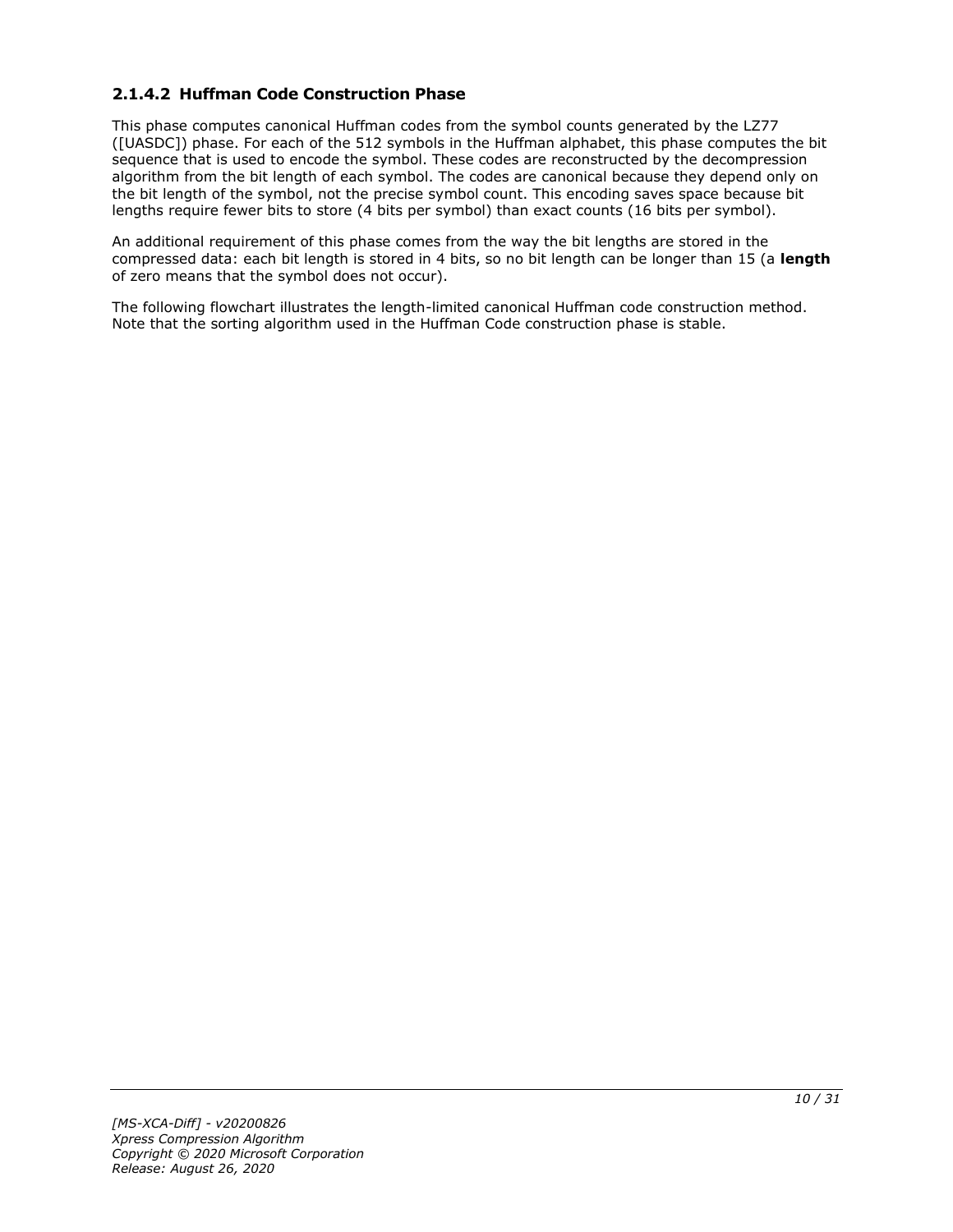### 2.1.4.2 Huffman Code Construction Phase

This phase computes canonical Huffman codes from the symbol counts generated by the LZ77 ([UASDC]) phase. For each of the 512 symbols in the Huffman alphabet, this phase computes the bit sequence that is used to encode the symbol. These codes are reconstructed by the decompression algorithm from the bit length of each symbol. The codes are canonical because they depend only on the bit length of the symbol, not the precise symbol count. This encoding saves space because bit lengths require fewer bits to store (4 bits per symbol) than exact counts (16 bits per symbol).

An additional requirement of this phase comes from the way the bit lengths are stored in the compressed data: each bit length is stored in 4 bits, so no bit length can be longer than 15 (a **length** of zero means that the symbol does not occur).

The following flowchart illustrates the length-limited canonical Huffman code construction method. Note that the sorting algorithm used in the Huffman Code construction phase is stable.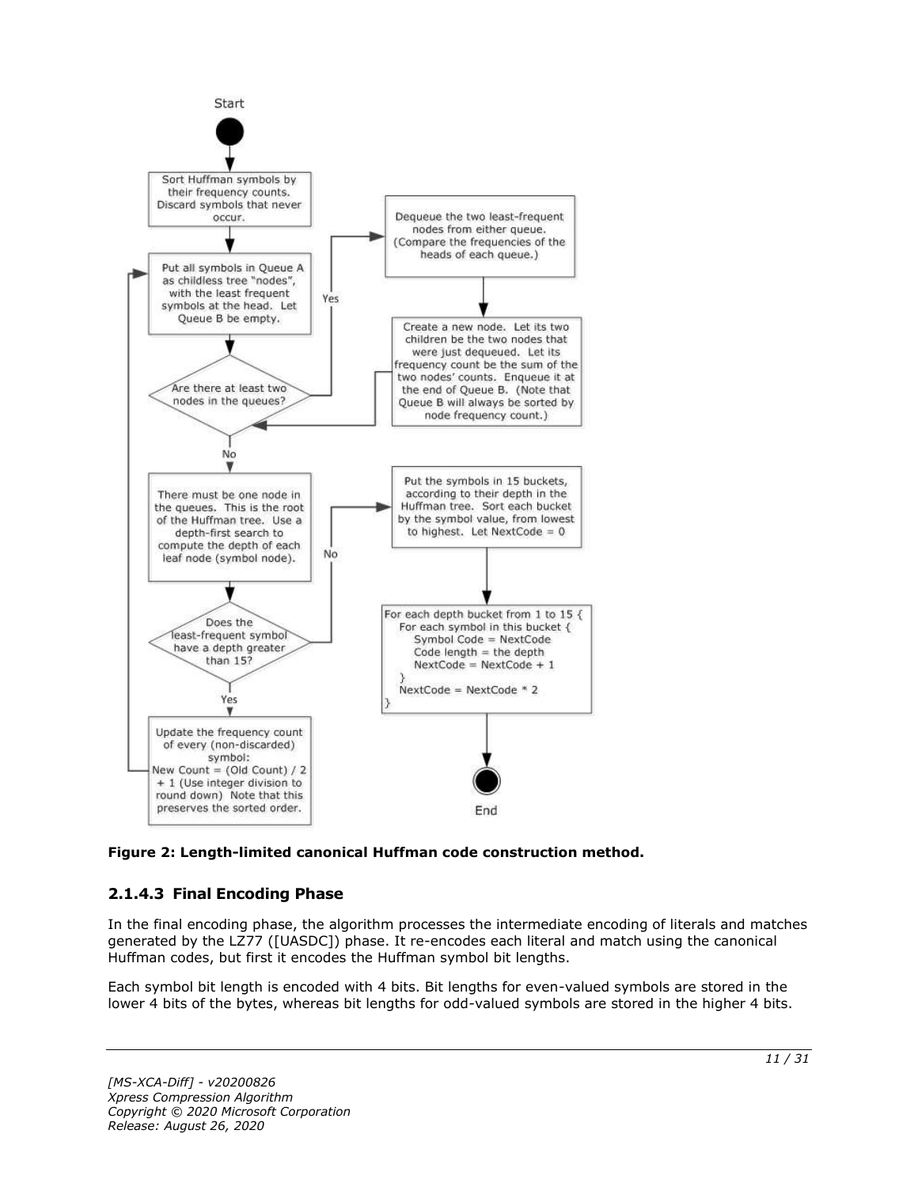Start

Sort Huffman symbols by their frequency counts. Discard symbols that never occur.

Put all symbols in Queue A as childless tree "nodes", with the least frequent symbols at the head. Let Queue B be empty.

Are there at least two nodes in the queues?

Yes

Dequeue the two least-frequent nodes from either queue. (Compare the frequencies of the heads of each queue.)

Create a new node. Let its two children be the two nodes that were just dequeued. Let its frequency count be the sum of the two nodes' counts. Enqueue it at the end of Queue B. (Note that Queue B will always be sorted by node frequency count.)

No

There must be one node in the queues. This is the root of the Huffman tree. Use a depth-first search to compute the depth of each leaf node (symbol node).

Does the least-frequent symbol have a depth greater than 15?

No

Put the symbols in 15 buckets, according to their depth in the Huffman tree. Sort each bucket by the symbol value, from lowest to highest. Let NextCode = 0

```
For each depth bucket from 1 to 15 {
   For each symbol in this bucket {
      Symbol Code = NextCode
      Code length = the depth
      NextCode = NextCode + 1
   }
   NextCode = NextCode * 2
}
```

Yes

Update the frequency count of every (non-discarded) symbol: New Count = (Old Count) / 2 + 1 (Use integer division to round down) Note that this preserves the sorted order.

End

**Figure 2: Length-limited canonical Huffman code construction method.**

### 2.1.4.3 Final Encoding Phase

In the final encoding phase, the algorithm processes the intermediate encoding of literals and matches generated by the LZ77 ([UASDC]) phase. It re-encodes each literal and match using the canonical Huffman codes, but first it encodes the Huffman symbol bit lengths.

Each symbol bit length is encoded with 4 bits. Bit lengths for even-valued symbols are stored in the lower 4 bits of the bytes, whereas bit lengths for odd-valued symbols are stored in the higher 4 bits.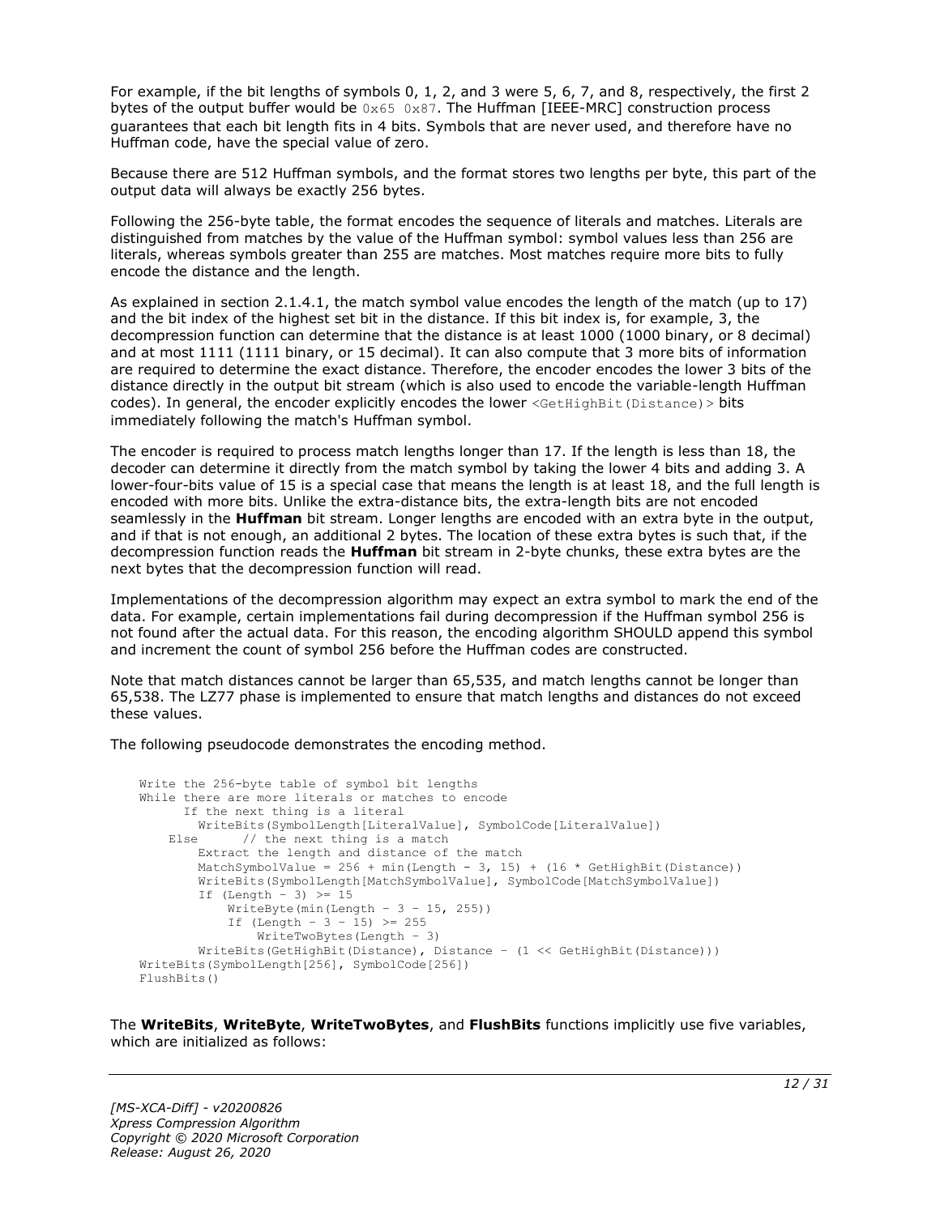For example, if the bit lengths of symbols 0, 1, 2, and 3 were 5, 6, 7, and 8, respectively, the first 2 bytes of the output buffer would be `0x65 0x87`. The Huffman [IEEE-MRC] construction process guarantees that each bit length fits in 4 bits. Symbols that are never used, and therefore have no Huffman code, have the special value of zero.

Because there are 512 Huffman symbols, and the format stores two lengths per byte, this part of the output data will always be exactly 256 bytes.

Following the 256-byte table, the format encodes the sequence of literals and matches. Literals are distinguished from matches by the value of the Huffman symbol: symbol values less than 256 are literals, whereas symbols greater than 255 are matches. Most matches require more bits to fully encode the distance and the length.

As explained in section 2.1.4.1, the match symbol value encodes the length of the match (up to 17) and the bit index of the highest set bit in the distance. If this bit index is, for example, 3, the decompression function can determine that the distance is at least 1000 (1000 binary, or 8 decimal) and at most 1111 (1111 binary, or 15 decimal). It can also compute that 3 more bits of information are required to determine the exact distance. Therefore, the encoder encodes the lower 3 bits of the distance directly in the output bit stream (which is also used to encode the variable-length Huffman codes). In general, the encoder explicitly encodes the lower `<GetHighBit(Distance)>` bits immediately following the match's Huffman symbol.

The encoder is required to process match lengths longer than 17. If the length is less than 18, the decoder can determine it directly from the match symbol by taking the lower 4 bits and adding 3. A lower-four-bits value of 15 is a special case that means the length is at least 18, and the full length is encoded with more bits. Unlike the extra-distance bits, the extra-length bits are not encoded seamlessly in the **Huffman** bit stream. Longer lengths are encoded with an extra byte in the output, and if that is not enough, an additional 2 bytes. The location of these extra bytes is such that, if the decompression function reads the **Huffman** bit stream in 2-byte chunks, these extra bytes are the next bytes that the decompression function will read.

Implementations of the decompression algorithm may expect an extra symbol to mark the end of the data. For example, certain implementations fail during decompression if the Huffman symbol 256 is not found after the actual data. For this reason, the encoding algorithm SHOULD append this symbol and increment the count of symbol 256 before the Huffman codes are constructed.

Note that match distances cannot be larger than 65,535, and match lengths cannot be longer than 65,538. The LZ77 phase is implemented to ensure that match lengths and distances do not exceed these values.

The following pseudocode demonstrates the encoding method.

```
Write the 256-byte table of symbol bit lengths
While there are more literals or matches to encode
      If the next thing is a literal
        WriteBits(SymbolLength[LiteralValue], SymbolCode[LiteralValue])
    Else      // the next thing is a match
        Extract the length and distance of the match
        MatchSymbolValue = 256 + min(Length - 3, 15) + (16 * GetHighBit(Distance))
        WriteBits(SymbolLength[MatchSymbolValue], SymbolCode[MatchSymbolValue])
        If (Length - 3) >= 15
            WriteByte(min(Length - 3 - 15, 255))
            If (Length - 3 - 15) >= 255
                WriteTwoBytes(Length - 3)
        WriteBits(GetHighBit(Distance), Distance - (1 << GetHighBit(Distance)))
WriteBits(SymbolLength[256], SymbolCode[256])
FlushBits()
```

The **WriteBits**, **WriteByte**, **WriteTwoBytes**, and **FlushBits** functions implicitly use five variables, which are initialized as follows: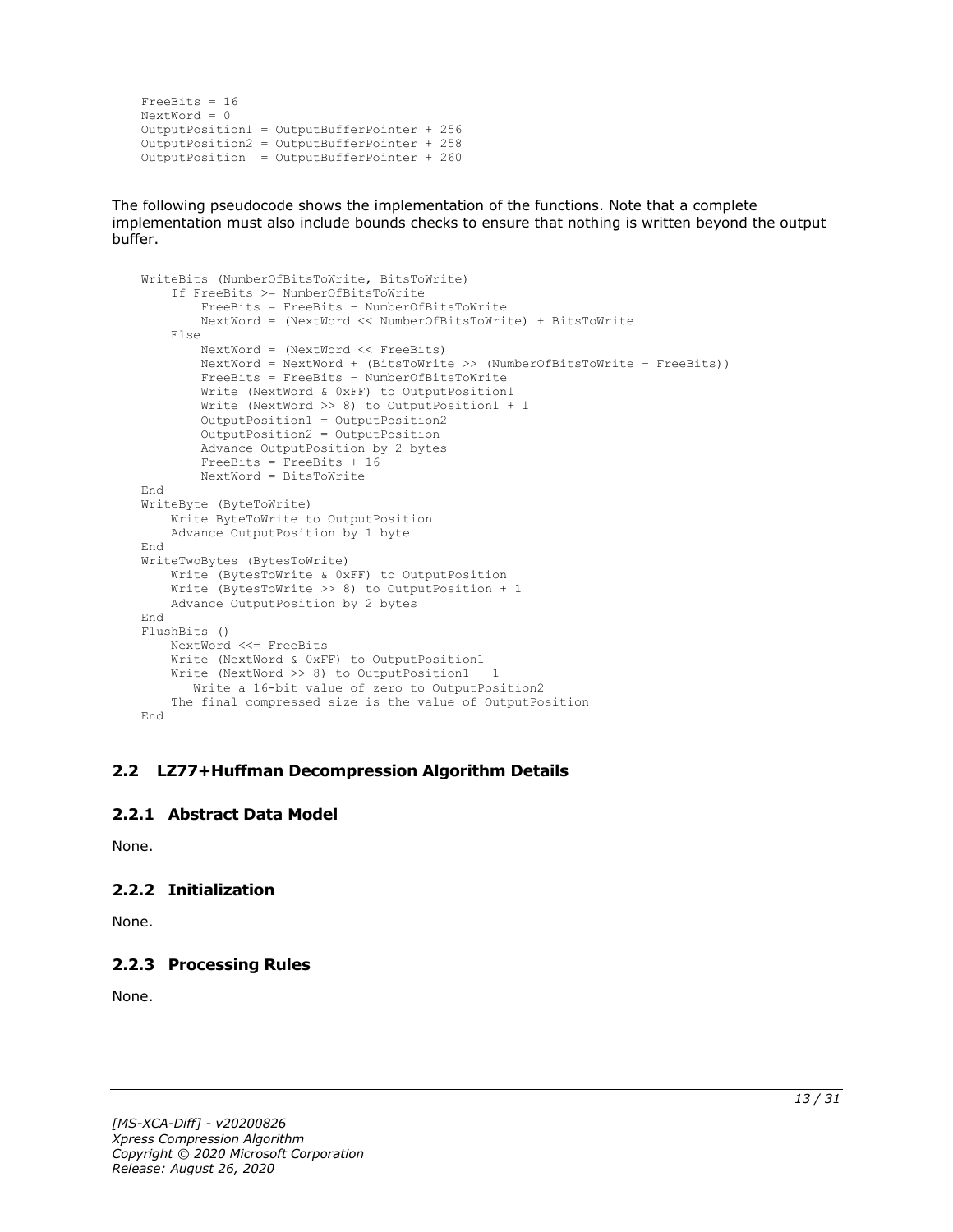```
FreeBits = 16
NextWord = 0
OutputPosition1 = OutputBufferPointer + 256
OutputPosition2 = OutputBufferPointer + 258
OutputPosition  = OutputBufferPointer + 260
```

The following pseudocode shows the implementation of the functions. Note that a complete implementation must also include bounds checks to ensure that nothing is written beyond the output buffer.

```
WriteBits (NumberOfBitsToWrite, BitsToWrite)
    If FreeBits >= NumberOfBitsToWrite
        FreeBits = FreeBits – NumberOfBitsToWrite
        NextWord = (NextWord << NumberOfBitsToWrite) + BitsToWrite
    Else
        NextWord = (NextWord << FreeBits)
        NextWord = NextWord + (BitsToWrite >> (NumberOfBitsToWrite – FreeBits))
        FreeBits = FreeBits – NumberOfBitsToWrite
        Write (NextWord & 0xFF) to OutputPosition1
        Write (NextWord >> 8) to OutputPosition1 + 1
        OutputPosition1 = OutputPosition2
        OutputPosition2 = OutputPosition
        Advance OutputPosition by 2 bytes
        FreeBits = FreeBits + 16
        NextWord = BitsToWrite
End
WriteByte (ByteToWrite)
    Write ByteToWrite to OutputPosition
    Advance OutputPosition by 1 byte
End
WriteTwoBytes (BytesToWrite)
    Write (BytesToWrite & 0xFF) to OutputPosition
    Write (BytesToWrite >> 8) to OutputPosition + 1
    Advance OutputPosition by 2 bytes
End
FlushBits ()
    NextWord <<= FreeBits
    Write (NextWord & 0xFF) to OutputPosition1
    Write (NextWord >> 8) to OutputPosition1 + 1
       Write a 16-bit value of zero to OutputPosition2
    The final compressed size is the value of OutputPosition
End
```

## 2.2 LZ77+Huffman Decompression Algorithm Details

### 2.2.1 Abstract Data Model

None.

### 2.2.2 Initialization

None.

### 2.2.3 Processing Rules

None.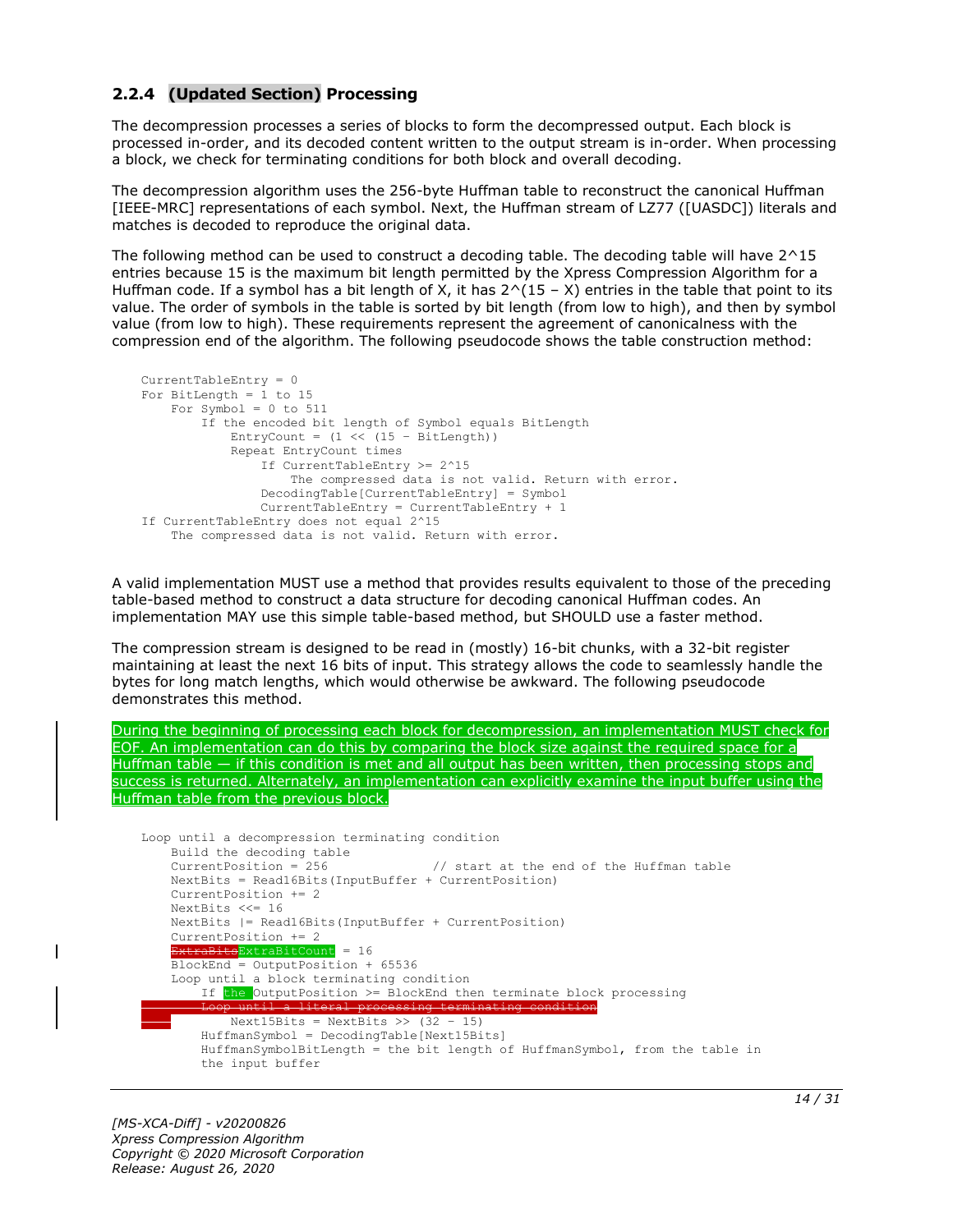### 2.2.4 (Updated Section) Processing

The decompression processes a series of blocks to form the decompressed output. Each block is processed in-order, and its decoded content written to the output stream is in-order. When processing a block, we check for terminating conditions for both block and overall decoding.

The decompression algorithm uses the 256-byte Huffman table to reconstruct the canonical Huffman [IEEE-MRC] representations of each symbol. Next, the Huffman stream of LZ77 ([UASDC]) literals and matches is decoded to reproduce the original data.

The following method can be used to construct a decoding table. The decoding table will have 2^15 entries because 15 is the maximum bit length permitted by the Xpress Compression Algorithm for a Huffman code. If a symbol has a bit length of X, it has 2^(15 – X) entries in the table that point to its value. The order of symbols in the table is sorted by bit length (from low to high), and then by symbol value (from low to high). These requirements represent the agreement of canonicalness with the compression end of the algorithm. The following pseudocode shows the table construction method:

```
CurrentTableEntry = 0
For BitLength = 1 to 15
    For Symbol = 0 to 511
        If the encoded bit length of Symbol equals BitLength
            EntryCount = (1 << (15 - BitLength))
            Repeat EntryCount times
                If CurrentTableEntry >= 2^15
                    The compressed data is not valid. Return with error.
                DecodingTable[CurrentTableEntry] = Symbol
                CurrentTableEntry = CurrentTableEntry + 1
If CurrentTableEntry does not equal 2^15
    The compressed data is not valid. Return with error.
```

A valid implementation MUST use a method that provides results equivalent to those of the preceding table-based method to construct a data structure for decoding canonical Huffman codes. An implementation MAY use this simple table-based method, but SHOULD use a faster method.

The compression stream is designed to be read in (mostly) 16-bit chunks, with a 32-bit register maintaining at least the next 16 bits of input. This strategy allows the code to seamlessly handle the bytes for long match lengths, which would otherwise be awkward. The following pseudocode demonstrates this method.

During the beginning of processing each block for decompression, an implementation MUST check for EOF. An implementation can do this by comparing the block size against the required space for a Huffman table — if this condition is met and all output has been written, then processing stops and success is returned. Alternately, an implementation can explicitly examine the input buffer using the Huffman table from the previous block.

```
Loop until a decompression terminating condition
    Build the decoding table
    CurrentPosition = 256              // start at the end of the Huffman table
    NextBits = Read16Bits(InputBuffer + CurrentPosition)
    CurrentPosition += 2
    NextBits <<= 16
    NextBits |= Read16Bits(InputBuffer + CurrentPosition)
    CurrentPosition += 2
    ExtraBitsExtraBitCount = 16
    BlockEnd = OutputPosition + 65536
    Loop until a block terminating condition
        If the OutputPosition >= BlockEnd then terminate block processing
        Loop until a literal processing terminating condition
            Next15Bits = NextBits >> (32 - 15)
        HuffmanSymbol = DecodingTable[Next15Bits]
        HuffmanSymbolBitLength = the bit length of HuffmanSymbol, from the table in
        the input buffer
```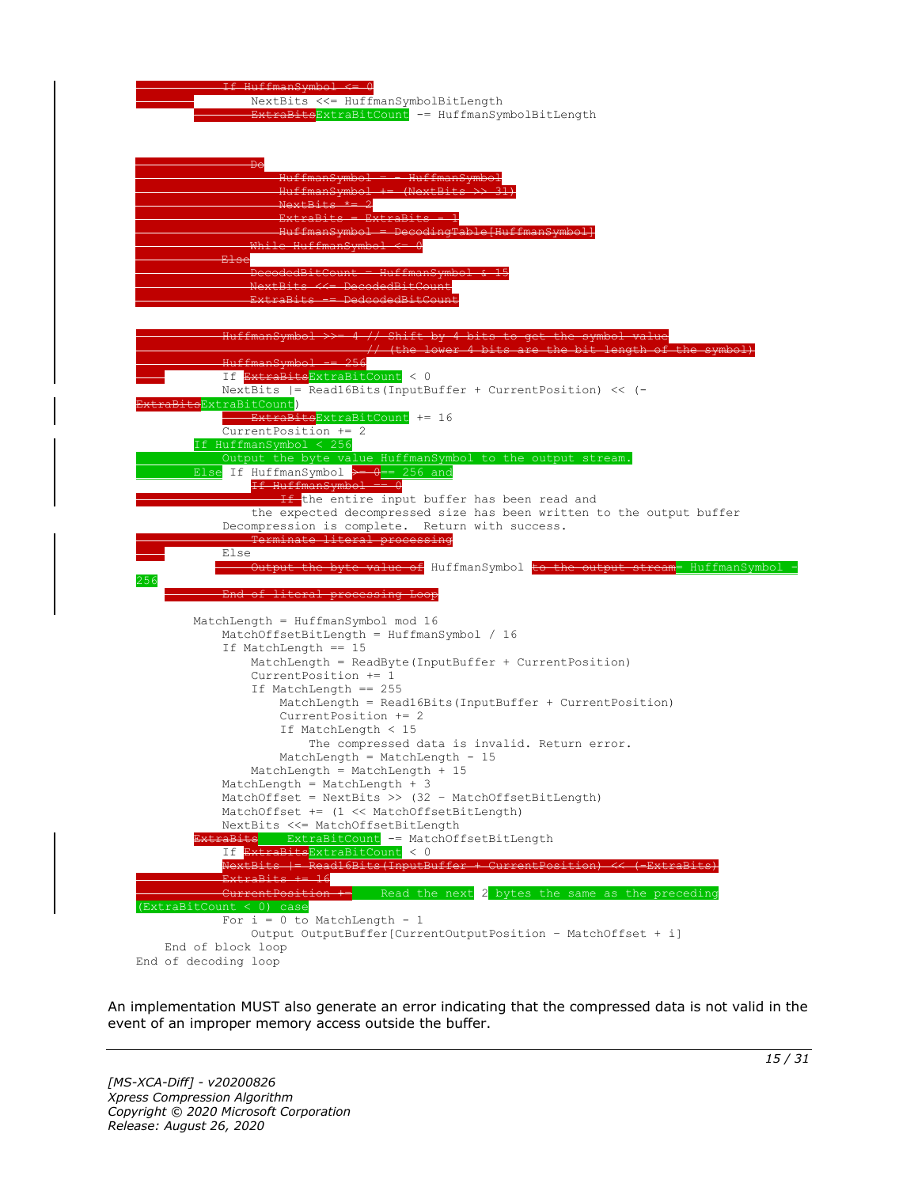```
            If HuffmanSymbol <= 0
                NextBits <<= HuffmanSymbolBitLength
                ExtraBitsExtraBitCount -= HuffmanSymbolBitLength


                Do
                    HuffmanSymbol = - HuffmanSymbol
                    HuffmanSymbol += (NextBits >> 31)
                    NextBits *= 2
                    ExtraBits = ExtraBits - 1
                    HuffmanSymbol = DecodingTable[HuffmanSymbol]
                While HuffmanSymbol <= 0
            Else
                DecodedBitCount = HuffmanSymbol & 15
                NextBits <<= DecodedBitCount
                ExtraBits -= DecodedBitCount


            HuffmanSymbol >>= 4 // Shift by 4 bits to get the symbol value
                                // (the lower 4 bits are the bit length of the symbol)
            HuffmanSymbol -= 256
            If ExtraBitsExtraBitCount < 0
            NextBits |= Read16Bits(InputBuffer + CurrentPosition) << (-
ExtraBitsExtraBitCount)
                ExtraBitsExtraBitCount += 16
            CurrentPosition += 2
        If HuffmanSymbol < 256
            Output the byte value HuffmanSymbol to the output stream.
        Else If HuffmanSymbol >= 0== 256 and
                If HuffmanSymbol == 0
                    If the entire input buffer has been read and
                the expected decompressed size has been written to the output buffer
            Decompression is complete.  Return with success.
                Terminate literal processing
            Else
                Output the byte value of HuffmanSymbol to the output stream= HuffmanSymbol -
256
            End of literal processing Loop

        MatchLength = HuffmanSymbol mod 16
            MatchOffsetBitLength = HuffmanSymbol / 16
            If MatchLength == 15
                MatchLength = ReadByte(InputBuffer + CurrentPosition)
                CurrentPosition += 1
                If MatchLength == 255
                    MatchLength = Read16Bits(InputBuffer + CurrentPosition)
                    CurrentPosition += 2
                    If MatchLength < 15
                        The compressed data is invalid. Return error.
                    MatchLength = MatchLength - 15
                MatchLength = MatchLength + 15
            MatchLength = MatchLength + 3
            MatchOffset = NextBits >> (32 - MatchOffsetBitLength)
            MatchOffset += (1 << MatchOffsetBitLength)
            NextBits <<= MatchOffsetBitLength
        ExtraBits    ExtraBitCount -= MatchOffsetBitLength
            If ExtraBitsExtraBitCount < 0
            NextBits |= Read16Bits(InputBuffer + CurrentPosition) << (-ExtraBits)
            ExtraBits += 16
            CurrentPosition +=    Read the next 2 bytes the same as the preceding
(ExtraBitCount < 0) case
            For i = 0 to MatchLength - 1
                Output OutputBuffer[CurrentOutputPosition - MatchOffset + i]
    End of block loop
End of decoding loop
```

An implementation MUST also generate an error indicating that the compressed data is not valid in the event of an improper memory access outside the buffer.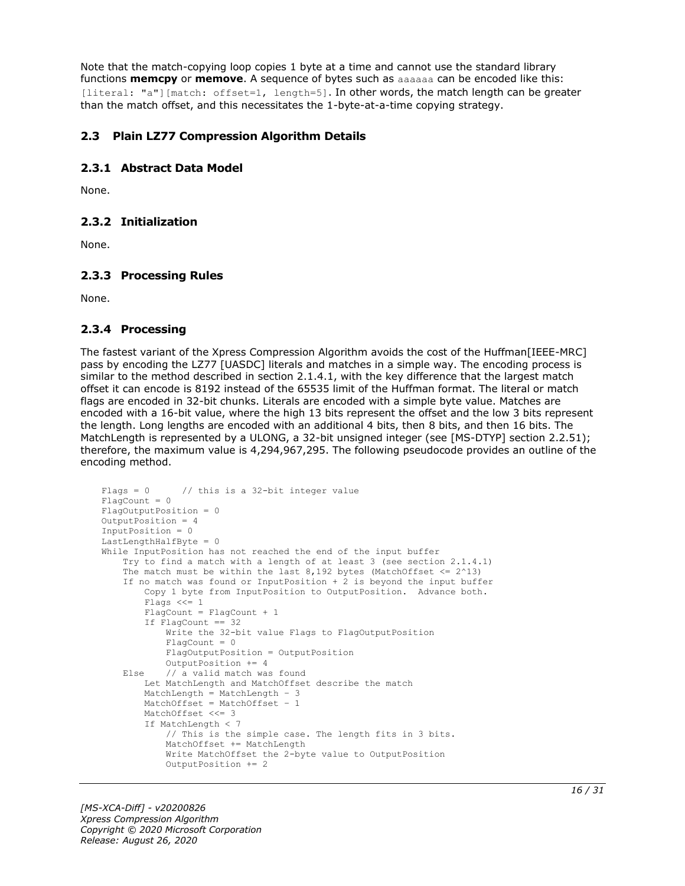Note that the match-copying loop copies 1 byte at a time and cannot use the standard library functions **memcpy** or **memove**. A sequence of bytes such as `aaaaaa` can be encoded like this: `[literal: "a"][match: offset=1, length=5]`. In other words, the match length can be greater than the match offset, and this necessitates the 1-byte-at-a-time copying strategy.

## 2.3 Plain LZ77 Compression Algorithm Details

### 2.3.1 Abstract Data Model

None.

### 2.3.2 Initialization

None.

### 2.3.3 Processing Rules

None.

### 2.3.4 Processing

The fastest variant of the Xpress Compression Algorithm avoids the cost of the Huffman[IEEE-MRC] pass by encoding the LZ77 [UASDC] literals and matches in a simple way. The encoding process is similar to the method described in section 2.1.4.1, with the key difference that the largest match offset it can encode is 8192 instead of the 65535 limit of the Huffman format. The literal or match flags are encoded in 32-bit chunks. Literals are encoded with a simple byte value. Matches are encoded with a 16-bit value, where the high 13 bits represent the offset and the low 3 bits represent the length. Long lengths are encoded with an additional 4 bits, then 8 bits, and then 16 bits. The MatchLength is represented by a ULONG, a 32-bit unsigned integer (see [MS-DTYP] section 2.2.51); therefore, the maximum value is 4,294,967,295. The following pseudocode provides an outline of the encoding method.

```
Flags = 0      // this is a 32-bit integer value
FlagCount = 0
FlagOutputPosition = 0
OutputPosition = 4
InputPosition = 0
LastLengthHalfByte = 0
While InputPosition has not reached the end of the input buffer
    Try to find a match with a length of at least 3 (see section 2.1.4.1)
    The match must be within the last 8,192 bytes (MatchOffset <= 2^13)
    If no match was found or InputPosition + 2 is beyond the input buffer
        Copy 1 byte from InputPosition to OutputPosition.  Advance both.
        Flags <<= 1
        FlagCount = FlagCount + 1
        If FlagCount == 32
            Write the 32-bit value Flags to FlagOutputPosition
            FlagCount = 0
            FlagOutputPosition = OutputPosition
            OutputPosition += 4
    Else    // a valid match was found
        Let MatchLength and MatchOffset describe the match
        MatchLength = MatchLength - 3
        MatchOffset = MatchOffset - 1
        MatchOffset <<= 3
        If MatchLength < 7
            // This is the simple case. The length fits in 3 bits.
            MatchOffset += MatchLength
            Write MatchOffset the 2-byte value to OutputPosition
            OutputPosition += 2
```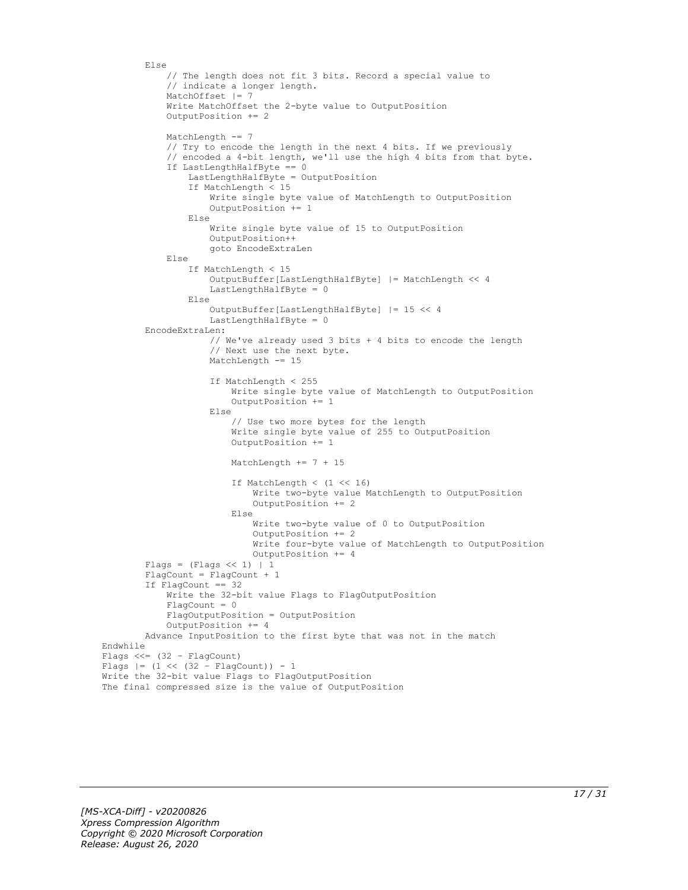```
        Else
            // The length does not fit 3 bits. Record a special value to
            // indicate a longer length.
            MatchOffset |= 7
            Write MatchOffset the 2-byte value to OutputPosition
            OutputPosition += 2

            MatchLength -= 7
            // Try to encode the length in the next 4 bits. If we previously
            // encoded a 4-bit length, we'll use the high 4 bits from that byte.
            If LastLengthHalfByte == 0
                LastLengthHalfByte = OutputPosition
                If MatchLength < 15
                    Write single byte value of MatchLength to OutputPosition
                    OutputPosition += 1
                Else
                    Write single byte value of 15 to OutputPosition
                    OutputPosition++
                    goto EncodeExtraLen
            Else
                If MatchLength < 15
                    OutputBuffer[LastLengthHalfByte] |= MatchLength << 4
                    LastLengthHalfByte = 0
                Else
                    OutputBuffer[LastLengthHalfByte] |= 15 << 4
                    LastLengthHalfByte = 0
        EncodeExtraLen:
                    // We've already used 3 bits + 4 bits to encode the length
                    // Next use the next byte.
                    MatchLength -= 15

                    If MatchLength < 255
                        Write single byte value of MatchLength to OutputPosition
                        OutputPosition += 1
                    Else
                        // Use two more bytes for the length
                        Write single byte value of 255 to OutputPosition
                        OutputPosition += 1

                        MatchLength += 7 + 15

                        If MatchLength < (1 << 16)
                            Write two-byte value MatchLength to OutputPosition
                            OutputPosition += 2
                        Else
                            Write two-byte value of 0 to OutputPosition
                            OutputPosition += 2
                            Write four-byte value of MatchLength to OutputPosition
                            OutputPosition += 4
        Flags = (Flags << 1) | 1
        FlagCount = FlagCount + 1
        If FlagCount == 32
            Write the 32-bit value Flags to FlagOutputPosition
            FlagCount = 0
            FlagOutputPosition = OutputPosition
            OutputPosition += 4
        Advance InputPosition to the first byte that was not in the match
    Endwhile
    Flags <<= (32 - FlagCount)
    Flags |= (1 << (32 - FlagCount)) - 1
    Write the 32-bit value Flags to FlagOutputPosition
    The final compressed size is the value of OutputPosition
```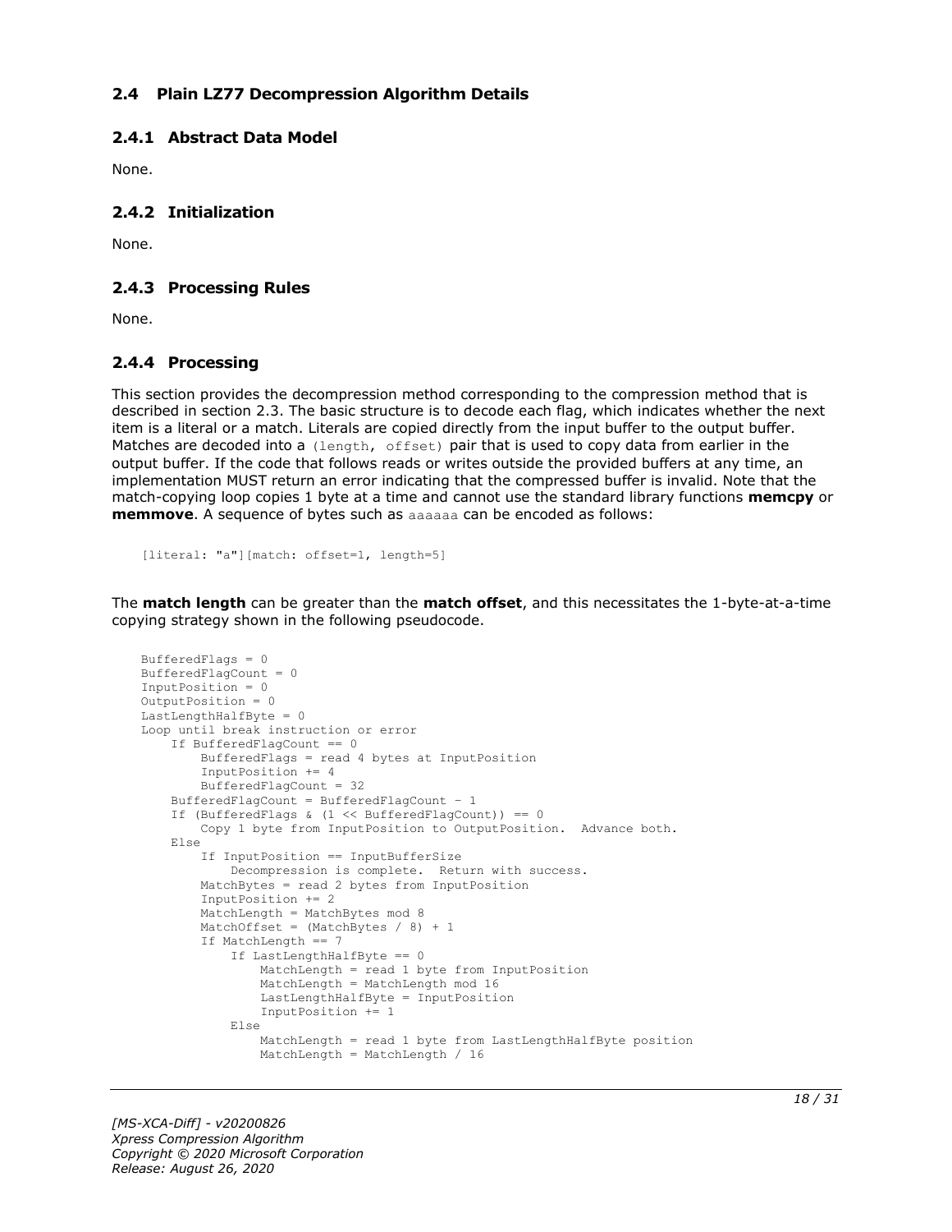### 2.4 Plain LZ77 Decompression Algorithm Details

#### 2.4.1 Abstract Data Model

None.

#### 2.4.2 Initialization

None.

#### 2.4.3 Processing Rules

None.

#### 2.4.4 Processing

This section provides the decompression method corresponding to the compression method that is described in section 2.3. The basic structure is to decode each flag, which indicates whether the next item is a literal or a match. Literals are copied directly from the input buffer to the output buffer. Matches are decoded into a `(length, offset)` pair that is used to copy data from earlier in the output buffer. If the code that follows reads or writes outside the provided buffers at any time, an implementation MUST return an error indicating that the compressed buffer is invalid. Note that the match-copying loop copies 1 byte at a time and cannot use the standard library functions **memcpy** or **memmove**. A sequence of bytes such as `aaaaaa` can be encoded as follows:

```
[literal: "a"][match: offset=1, length=5]
```

The **match length** can be greater than the **match offset**, and this necessitates the 1-byte-at-a-time copying strategy shown in the following pseudocode.

```
BufferedFlags = 0
BufferedFlagCount = 0
InputPosition = 0
OutputPosition = 0
LastLengthHalfByte = 0
Loop until break instruction or error
    If BufferedFlagCount == 0
        BufferedFlags = read 4 bytes at InputPosition
        InputPosition += 4
        BufferedFlagCount = 32
    BufferedFlagCount = BufferedFlagCount – 1
    If (BufferedFlags & (1 << BufferedFlagCount)) == 0
        Copy 1 byte from InputPosition to OutputPosition.  Advance both.
    Else
        If InputPosition == InputBufferSize
            Decompression is complete.  Return with success.
        MatchBytes = read 2 bytes from InputPosition
        InputPosition += 2
        MatchLength = MatchBytes mod 8
        MatchOffset = (MatchBytes / 8) + 1
        If MatchLength == 7
            If LastLengthHalfByte == 0
                MatchLength = read 1 byte from InputPosition
                MatchLength = MatchLength mod 16
                LastLengthHalfByte = InputPosition
                InputPosition += 1
            Else
                MatchLength = read 1 byte from LastLengthHalfByte position
                MatchLength = MatchLength / 16
```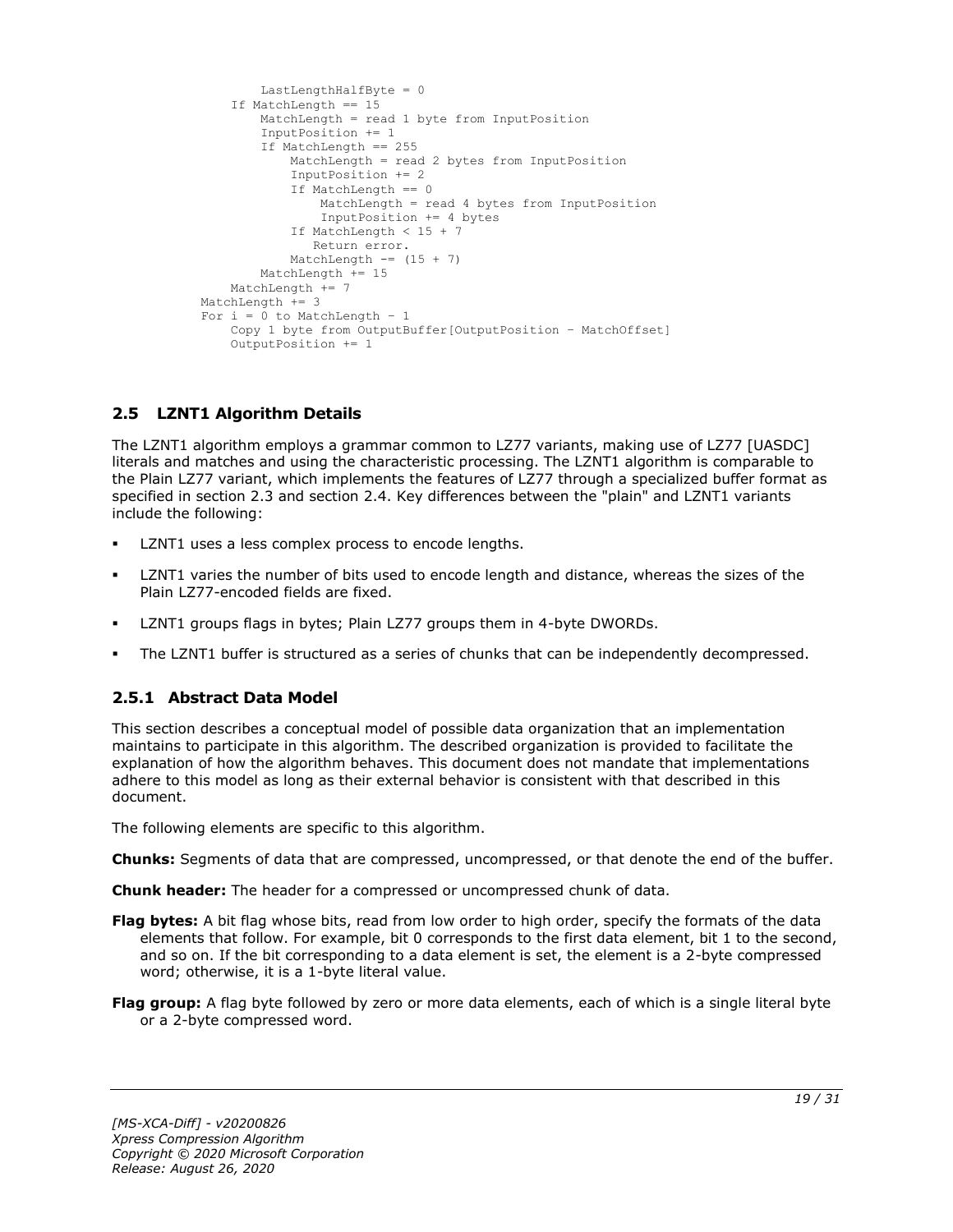```
            LastLengthHalfByte = 0
        If MatchLength == 15
            MatchLength = read 1 byte from InputPosition
            InputPosition += 1
            If MatchLength == 255
                MatchLength = read 2 bytes from InputPosition
                InputPosition += 2
                If MatchLength == 0
                    MatchLength = read 4 bytes from InputPosition
                    InputPosition += 4 bytes
                If MatchLength < 15 + 7
                   Return error.
                MatchLength -= (15 + 7)
            MatchLength += 15
        MatchLength += 7
    MatchLength += 3
    For i = 0 to MatchLength - 1
        Copy 1 byte from OutputBuffer[OutputPosition - MatchOffset]
        OutputPosition += 1
```

## 2.5 LZNT1 Algorithm Details

The LZNT1 algorithm employs a grammar common to LZ77 variants, making use of LZ77 [UASDC] literals and matches and using the characteristic processing. The LZNT1 algorithm is comparable to the Plain LZ77 variant, which implements the features of LZ77 through a specialized buffer format as specified in section 2.3 and section 2.4. Key differences between the "plain" and LZNT1 variants include the following:

- LZNT1 uses a less complex process to encode lengths.
- LZNT1 varies the number of bits used to encode length and distance, whereas the sizes of the Plain LZ77-encoded fields are fixed.
- LZNT1 groups flags in bytes; Plain LZ77 groups them in 4-byte DWORDs.
- The LZNT1 buffer is structured as a series of chunks that can be independently decompressed.

### 2.5.1 Abstract Data Model

This section describes a conceptual model of possible data organization that an implementation maintains to participate in this algorithm. The described organization is provided to facilitate the explanation of how the algorithm behaves. This document does not mandate that implementations adhere to this model as long as their external behavior is consistent with that described in this document.

The following elements are specific to this algorithm.

**Chunks:** Segments of data that are compressed, uncompressed, or that denote the end of the buffer.

**Chunk header:** The header for a compressed or uncompressed chunk of data.

**Flag bytes:** A bit flag whose bits, read from low order to high order, specify the formats of the data elements that follow. For example, bit 0 corresponds to the first data element, bit 1 to the second, and so on. If the bit corresponding to a data element is set, the element is a 2-byte compressed word; otherwise, it is a 1-byte literal value.

**Flag group:** A flag byte followed by zero or more data elements, each of which is a single literal byte or a 2-byte compressed word.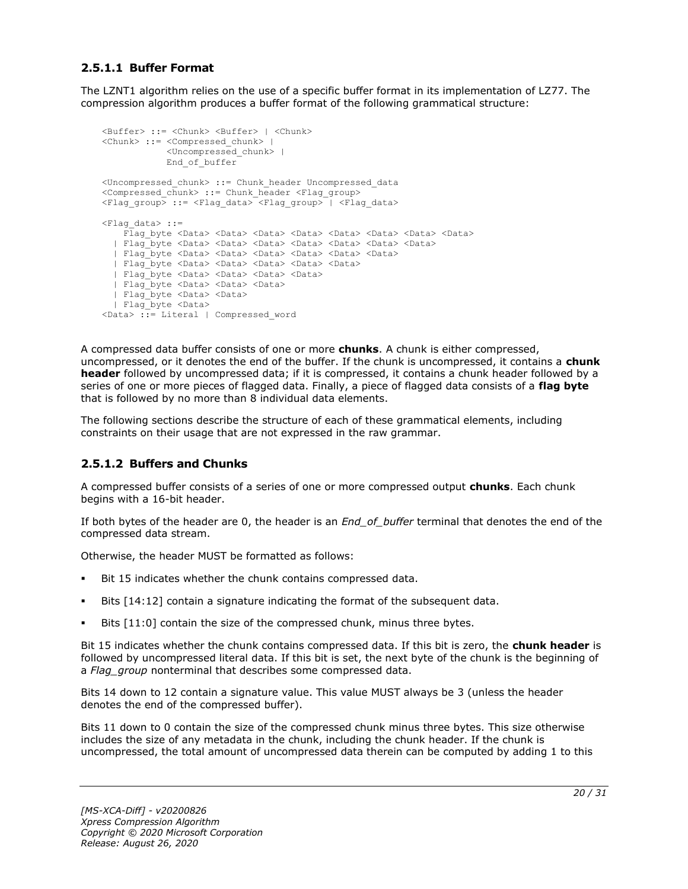### 2.5.1.1 Buffer Format

The LZNT1 algorithm relies on the use of a specific buffer format in its implementation of LZ77. The compression algorithm produces a buffer format of the following grammatical structure:

```
<Buffer> ::= <Chunk> <Buffer> | <Chunk>
<Chunk> ::= <Compressed_chunk> |
            <Uncompressed_chunk> |
            End_of_buffer

<Uncompressed_chunk> ::= Chunk_header Uncompressed_data
<Compressed_chunk> ::= Chunk_header <Flag_group>
<Flag_group> ::= <Flag_data> <Flag_group> | <Flag_data>

<Flag_data> ::=
    Flag_byte <Data> <Data> <Data> <Data> <Data> <Data> <Data> <Data>
  | Flag_byte <Data> <Data> <Data> <Data> <Data> <Data> <Data>
  | Flag_byte <Data> <Data> <Data> <Data> <Data> <Data>
  | Flag_byte <Data> <Data> <Data> <Data> <Data>
  | Flag_byte <Data> <Data> <Data> <Data>
  | Flag_byte <Data> <Data> <Data>
  | Flag_byte <Data> <Data>
  | Flag_byte <Data>
<Data> ::= Literal | Compressed_word
```

A compressed data buffer consists of one or more **chunks**. A chunk is either compressed, uncompressed, or it denotes the end of the buffer. If the chunk is uncompressed, it contains a **chunk header** followed by uncompressed data; if it is compressed, it contains a chunk header followed by a series of one or more pieces of flagged data. Finally, a piece of flagged data consists of a **flag byte** that is followed by no more than 8 individual data elements.

The following sections describe the structure of each of these grammatical elements, including constraints on their usage that are not expressed in the raw grammar.

### 2.5.1.2 Buffers and Chunks

A compressed buffer consists of a series of one or more compressed output **chunks**. Each chunk begins with a 16-bit header.

If both bytes of the header are 0, the header is an *End_of_buffer* terminal that denotes the end of the compressed data stream.

Otherwise, the header MUST be formatted as follows:

- Bit 15 indicates whether the chunk contains compressed data.
- Bits [14:12] contain a signature indicating the format of the subsequent data.
- Bits [11:0] contain the size of the compressed chunk, minus three bytes.

Bit 15 indicates whether the chunk contains compressed data. If this bit is zero, the **chunk header** is followed by uncompressed literal data. If this bit is set, the next byte of the chunk is the beginning of a *Flag_group* nonterminal that describes some compressed data.

Bits 14 down to 12 contain a signature value. This value MUST always be 3 (unless the header denotes the end of the compressed buffer).

Bits 11 down to 0 contain the size of the compressed chunk minus three bytes. This size otherwise includes the size of any metadata in the chunk, including the chunk header. If the chunk is uncompressed, the total amount of uncompressed data therein can be computed by adding 1 to this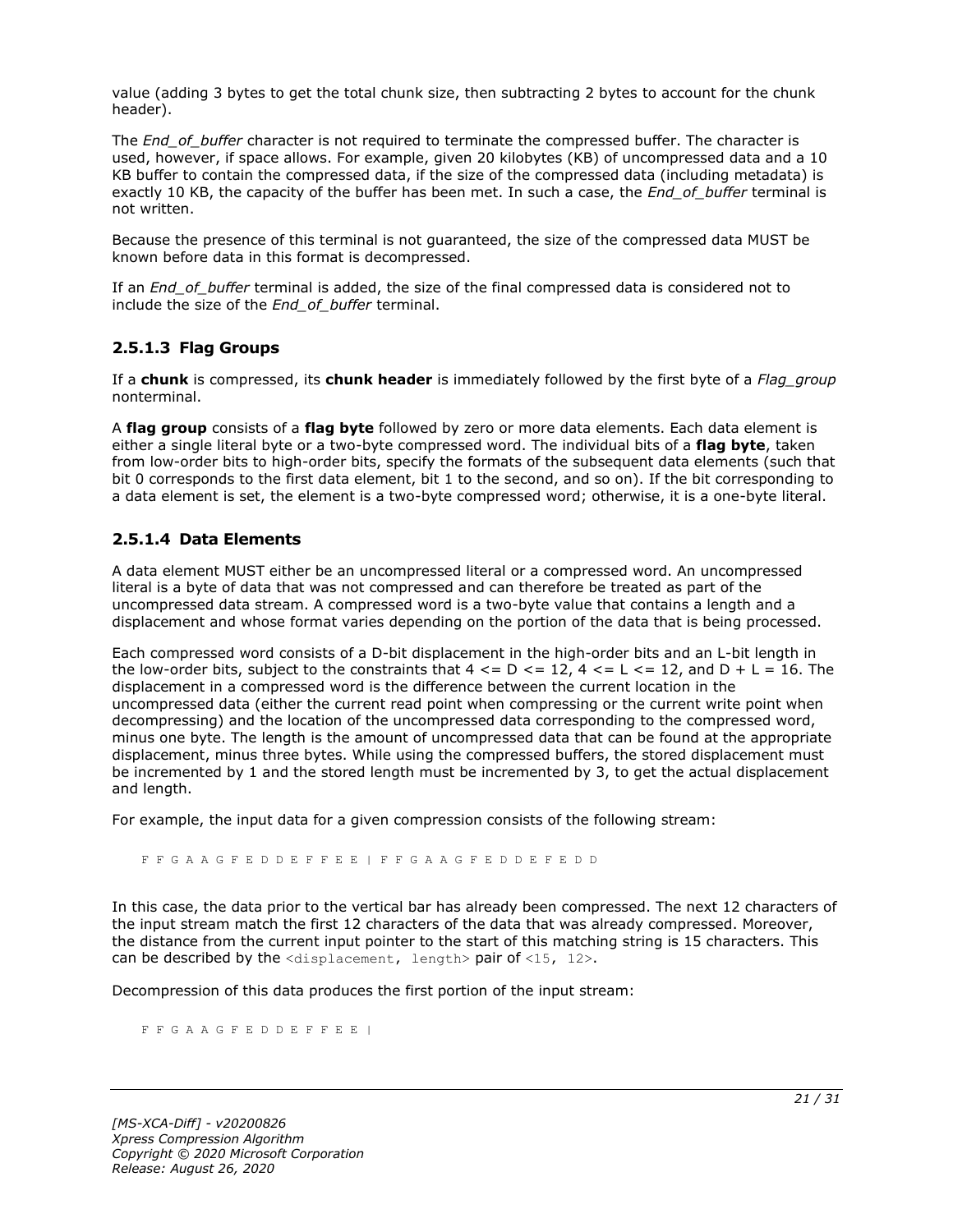value (adding 3 bytes to get the total chunk size, then subtracting 2 bytes to account for the chunk header).

The *End_of_buffer* character is not required to terminate the compressed buffer. The character is used, however, if space allows. For example, given 20 kilobytes (KB) of uncompressed data and a 10 KB buffer to contain the compressed data, if the size of the compressed data (including metadata) is exactly 10 KB, the capacity of the buffer has been met. In such a case, the *End_of_buffer* terminal is not written.

Because the presence of this terminal is not guaranteed, the size of the compressed data MUST be known before data in this format is decompressed.

If an *End_of_buffer* terminal is added, the size of the final compressed data is considered not to include the size of the *End_of_buffer* terminal.

### 2.5.1.3 Flag Groups

If a **chunk** is compressed, its **chunk header** is immediately followed by the first byte of a *Flag_group* nonterminal.

A **flag group** consists of a **flag byte** followed by zero or more data elements. Each data element is either a single literal byte or a two-byte compressed word. The individual bits of a **flag byte**, taken from low-order bits to high-order bits, specify the formats of the subsequent data elements (such that bit 0 corresponds to the first data element, bit 1 to the second, and so on). If the bit corresponding to a data element is set, the element is a two-byte compressed word; otherwise, it is a one-byte literal.

### 2.5.1.4 Data Elements

A data element MUST either be an uncompressed literal or a compressed word. An uncompressed literal is a byte of data that was not compressed and can therefore be treated as part of the uncompressed data stream. A compressed word is a two-byte value that contains a length and a displacement and whose format varies depending on the portion of the data that is being processed.

Each compressed word consists of a D-bit displacement in the high-order bits and an L-bit length in the low-order bits, subject to the constraints that $4 <= D <= 12$, $4 <= L <= 12$, and $D + L = 16$. The displacement in a compressed word is the difference between the current location in the uncompressed data (either the current read point when compressing or the current write point when decompressing) and the location of the uncompressed data corresponding to the compressed word, minus one byte. The length is the amount of uncompressed data that can be found at the appropriate displacement, minus three bytes. While using the compressed buffers, the stored displacement must be incremented by 1 and the stored length must be incremented by 3, to get the actual displacement and length.

For example, the input data for a given compression consists of the following stream:

```
F F G A A G F E D D E F F E E | F F G A A G F E D D E F E D D
```

In this case, the data prior to the vertical bar has already been compressed. The next 12 characters of the input stream match the first 12 characters of the data that was already compressed. Moreover, the distance from the current input pointer to the start of this matching string is 15 characters. This can be described by the `<displacement, length>` pair of `<15, 12>`.

Decompression of this data produces the first portion of the input stream:

```
F F G A A G F E D D E F F E E |
```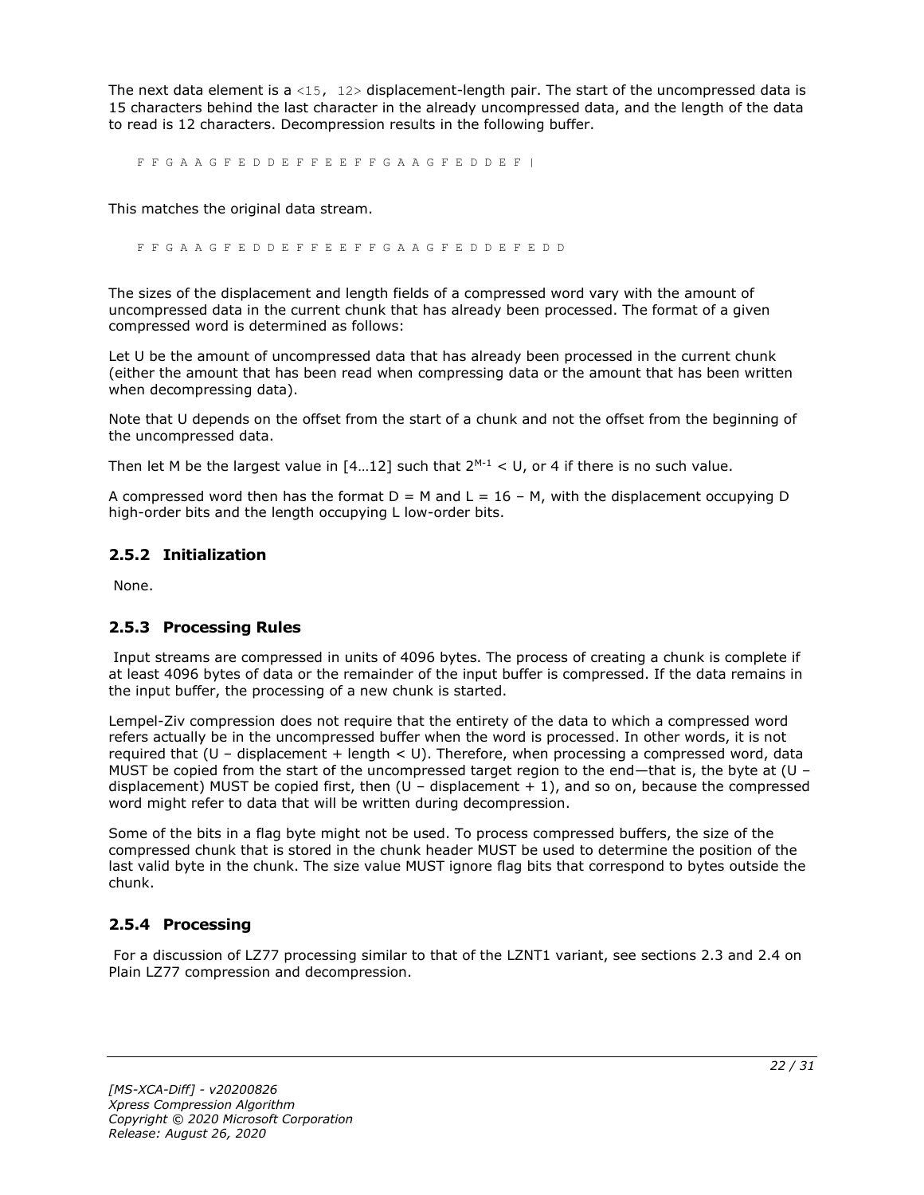The next data element is a `<15, 12>` displacement-length pair. The start of the uncompressed data is 15 characters behind the last character in the already uncompressed data, and the length of the data to read is 12 characters. Decompression results in the following buffer.

```
F F G A A G F E D D E F F E E F F G A A G F E D D E F |
```

This matches the original data stream.

```
F F G A A G F E D D E F F E E F F G A A G F E D D E F E D D
```

The sizes of the displacement and length fields of a compressed word vary with the amount of uncompressed data in the current chunk that has already been processed. The format of a given compressed word is determined as follows:

Let U be the amount of uncompressed data that has already been processed in the current chunk (either the amount that has been read when compressing data or the amount that has been written when decompressing data).

Note that U depends on the offset from the start of a chunk and not the offset from the beginning of the uncompressed data.

Then let M be the largest value in [4…12] such that $2^{M-1} < U$, or 4 if there is no such value.

A compressed word then has the format D = M and L = 16 – M, with the displacement occupying D high-order bits and the length occupying L low-order bits.

### 2.5.2 Initialization

None.

### 2.5.3 Processing Rules

Input streams are compressed in units of 4096 bytes. The process of creating a chunk is complete if at least 4096 bytes of data or the remainder of the input buffer is compressed. If the data remains in the input buffer, the processing of a new chunk is started.

Lempel-Ziv compression does not require that the entirety of the data to which a compressed word refers actually be in the uncompressed buffer when the word is processed. In other words, it is not required that (U – displacement + length < U). Therefore, when processing a compressed word, data MUST be copied from the start of the uncompressed target region to the end—that is, the byte at (U – displacement) MUST be copied first, then (U – displacement + 1), and so on, because the compressed word might refer to data that will be written during decompression.

Some of the bits in a flag byte might not be used. To process compressed buffers, the size of the compressed chunk that is stored in the chunk header MUST be used to determine the position of the last valid byte in the chunk. The size value MUST ignore flag bits that correspond to bytes outside the chunk.

### 2.5.4 Processing

For a discussion of LZ77 processing similar to that of the LZNT1 variant, see sections 2.3 and 2.4 on Plain LZ77 compression and decompression.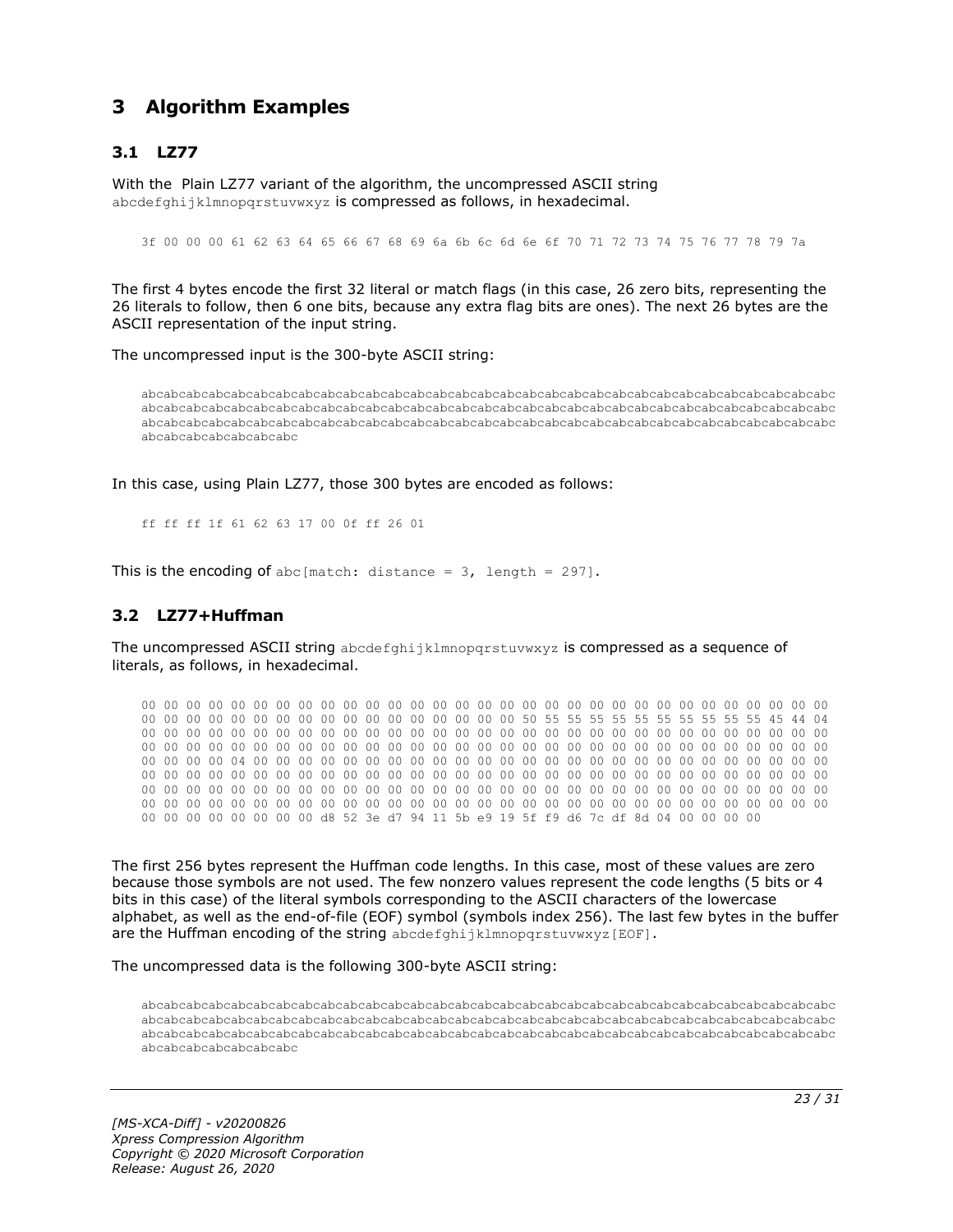# 3 Algorithm Examples

## 3.1 LZ77

With the Plain LZ77 variant of the algorithm, the uncompressed ASCII string `abcdefghijklmnopqrstuvwxyz` is compressed as follows, in hexadecimal.

```
3f 00 00 00 61 62 63 64 65 66 67 68 69 6a 6b 6c 6d 6e 6f 70 71 72 73 74 75 76 77 78 79 7a
```

The first 4 bytes encode the first 32 literal or match flags (in this case, 26 zero bits, representing the 26 literals to follow, then 6 one bits, because any extra flag bits are ones). The next 26 bytes are the ASCII representation of the input string.

The uncompressed input is the 300-byte ASCII string:

```
abcabcabcabcabcabcabcabcabcabcabcabcabcabcabcabcabcabcabcabcabcabcabcabcabcabcabcabcabcabcabcabcabcabc
abcabcabcabcabcabcabcabcabcabcabcabcabcabcabcabcabcabcabcabcabcabcabcabcabcabcabcabcabcabcabcabcabcabc
abcabcabcabcabcabcabcabcabcabcabcabcabcabcabcabcabcabcabcabcabcabcabcabcabcabcabcabcabcabcabcabcabcabc
abcabcabcabcabcabcabc
```

In this case, using Plain LZ77, those 300 bytes are encoded as follows:

```
ff ff ff 1f 61 62 63 17 00 0f ff 26 01
```

This is the encoding of `abc[match: distance = 3, length = 297]`.

## 3.2 LZ77+Huffman

The uncompressed ASCII string `abcdefghijklmnopqrstuvwxyz` is compressed as a sequence of literals, as follows, in hexadecimal.

```
00 00 00 00 00 00 00 00 00 00 00 00 00 00 00 00 00 00 00 00 00 00 00 00 00 00 00 00 00 00 00 00
00 00 00 00 00 00 00 00 00 00 00 00 00 00 00 00 00 00 50 55 55 55 55 55 55 55 55 55 55 45 44 04
00 00 00 00 00 00 00 00 00 00 00 00 00 00 00 00 00 00 00 00 00 00 00 00 00 00 00 00 00 00 00 00
00 00 00 00 00 00 00 00 00 00 00 00 00 00 00 00 00 00 00 00 00 00 00 00 00 00 00 00 00 00 00 00
00 00 00 00 04 00 00 00 00 00 00 00 00 00 00 00 00 00 00 00 00 00 00 00 00 00 00 00 00 00 00 00
00 00 00 00 00 00 00 00 00 00 00 00 00 00 00 00 00 00 00 00 00 00 00 00 00 00 00 00 00 00 00 00
00 00 00 00 00 00 00 00 00 00 00 00 00 00 00 00 00 00 00 00 00 00 00 00 00 00 00 00 00 00 00 00
00 00 00 00 00 00 00 00 00 00 00 00 00 00 00 00 00 00 00 00 00 00 00 00 00 00 00 00 00 00 00 00
00 00 00 00 00 00 00 00 d8 52 3e d7 94 11 5b e9 19 5f f9 d6 7c df 8d 04 00 00 00 00
```

The first 256 bytes represent the Huffman code lengths. In this case, most of these values are zero because those symbols are not used. The few nonzero values represent the code lengths (5 bits or 4 bits in this case) of the literal symbols corresponding to the ASCII characters of the lowercase alphabet, as well as the end-of-file (EOF) symbol (symbols index 256). The last few bytes in the buffer are the Huffman encoding of the string `abcdefghijklmnopqrstuvwxyz[EOF]`.

The uncompressed data is the following 300-byte ASCII string:

```
abcabcabcabcabcabcabcabcabcabcabcabcabcabcabcabcabcabcabcabcabcabcabcabcabcabcabcabcabcabcabcabcabcabc
abcabcabcabcabcabcabcabcabcabcabcabcabcabcabcabcabcabcabcabcabcabcabcabcabcabcabcabcabcabcabcabcabcabc
abcabcabcabcabcabcabcabcabcabcabcabcabcabcabcabcabcabcabcabcabcabcabcabcabcabcabcabcabcabcabcabcabcabc
abcabcabcabcabcabcabc
```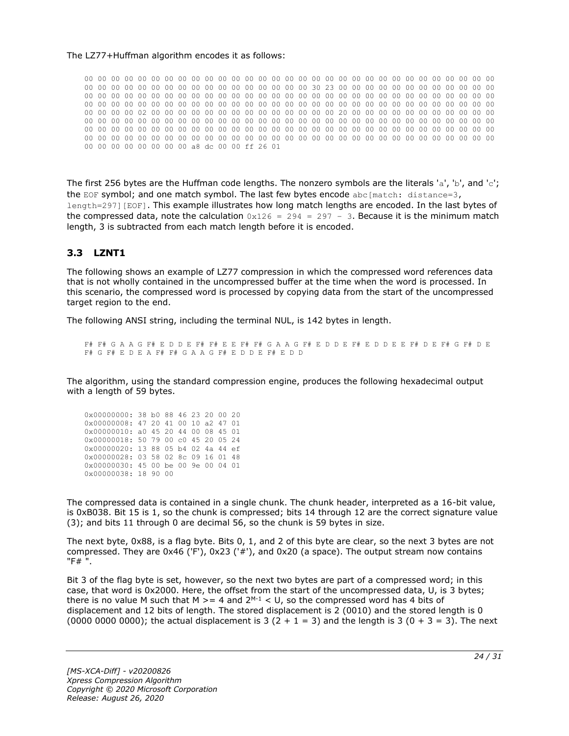The LZ77+Huffman algorithm encodes it as follows:

```
00 00 00 00 00 00 00 00 00 00 00 00 00 00 00 00 00 00 00 00 00 00 00 00 00 00 00 00 00 00 00 00
00 00 00 00 00 00 00 00 00 00 00 00 00 00 00 00 00 00 00 30 23 00 00 00 00 00 00 00 00 00 00 00
00 00 00 00 00 00 00 00 00 00 00 00 00 00 00 00 00 00 00 00 00 00 00 00 00 00 00 00 00 00 00 00
00 00 00 00 00 00 00 00 00 00 00 00 00 00 00 00 00 00 00 00 00 00 00 00 00 00 00 00 00 00 00 00
00 00 00 00 02 00 00 00 00 00 00 00 00 00 00 00 00 00 00 00 20 00 00 00 00 00 00 00 00 00 00 00
00 00 00 00 00 00 00 00 00 00 00 00 00 00 00 00 00 00 00 00 00 00 00 00 00 00 00 00 00 00 00 00
00 00 00 00 00 00 00 00 00 00 00 00 00 00 00 00 00 00 00 00 00 00 00 00 00 00 00 00 00 00 00 00
00 00 00 00 00 00 00 00 00 00 00 00 00 00 00 00 00 00 00 00 00 00 00 00 00 00 00 00 00 00 00 00
00 00 00 00 00 00 00 00 a8 dc 00 00 ff 26 01
```

The first 256 bytes are the Huffman code lengths. The nonzero symbols are the literals 'a', 'b', and 'c'; the EOF symbol; and one match symbol. The last few bytes encode abc[match: distance=3, length=297][EOF]. This example illustrates how long match lengths are encoded. In the last bytes of the compressed data, note the calculation 0x126 = 294 = 297 - 3. Because it is the minimum match length, 3 is subtracted from each match length before it is encoded.

## 3.3 LZNT1

The following shows an example of LZ77 compression in which the compressed word references data that is not wholly contained in the uncompressed buffer at the time when the word is processed. In this scenario, the compressed word is processed by copying data from the start of the uncompressed target region to the end.

The following ANSI string, including the terminal NUL, is 142 bytes in length.

```
F# F# G A A G F# E D D E F# F# E E F# F# G A A G F# E D D E F# E D D E E F# D E F# G F# D E
F# G F# E D E A F# F# G A A G F# E D D E F# E D D
```

The algorithm, using the standard compression engine, produces the following hexadecimal output with a length of 59 bytes.

```
0x00000000: 38 b0 88 46 23 20 00 20
0x00000008: 47 20 41 00 10 a2 47 01
0x00000010: a0 45 20 44 00 08 45 01
0x00000018: 50 79 00 c0 45 20 05 24
0x00000020: 13 88 05 b4 02 4a 44 ef
0x00000028: 03 58 02 8c 09 16 01 48
0x00000030: 45 00 be 00 9e 00 04 01
0x00000038: 18 90 00
```

The compressed data is contained in a single chunk. The chunk header, interpreted as a 16-bit value, is 0xB038. Bit 15 is 1, so the chunk is compressed; bits 14 through 12 are the correct signature value (3); and bits 11 through 0 are decimal 56, so the chunk is 59 bytes in size.

The next byte, 0x88, is a flag byte. Bits 0, 1, and 2 of this byte are clear, so the next 3 bytes are not compressed. They are 0x46 ('F'), 0x23 ('#'), and 0x20 (a space). The output stream now contains "F# ".

Bit 3 of the flag byte is set, however, so the next two bytes are part of a compressed word; in this case, that word is 0x2000. Here, the offset from the start of the uncompressed data, U, is 3 bytes; there is no value M such that M >= 4 and $2^{M-1}$ < U, so the compressed word has 4 bits of displacement and 12 bits of length. The stored displacement is 2 (0010) and the stored length is 0 (0000 0000 0000); the actual displacement is 3 (2 + 1 = 3) and the length is 3 (0 + 3 = 3). The next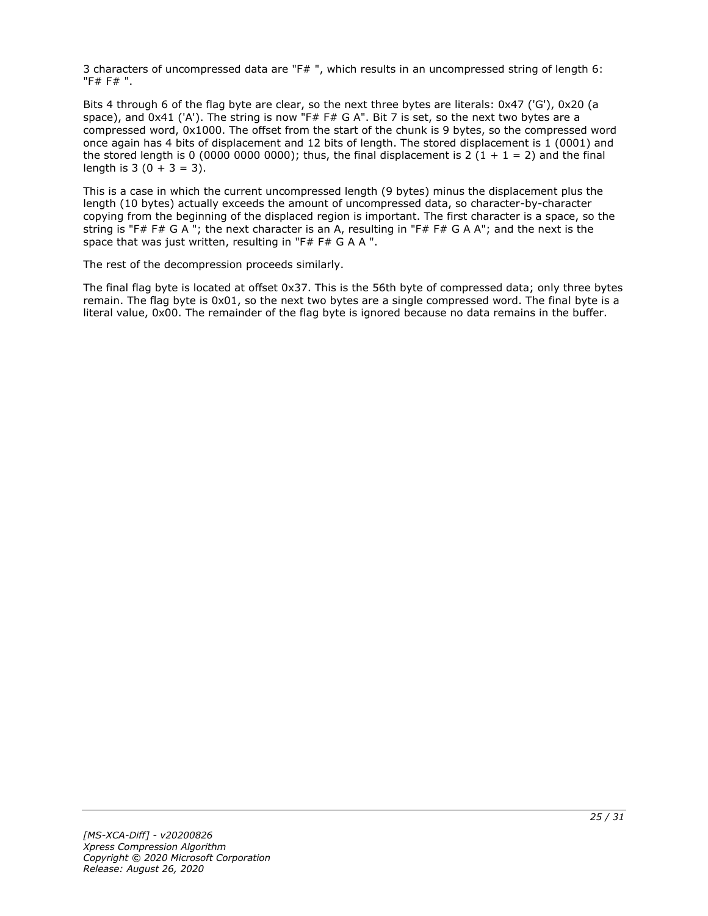3 characters of uncompressed data are "F# ", which results in an uncompressed string of length 6: "F# F# ".

Bits 4 through 6 of the flag byte are clear, so the next three bytes are literals: 0x47 ('G'), 0x20 (a space), and 0x41 ('A'). The string is now "F# F# G A". Bit 7 is set, so the next two bytes are a compressed word, 0x1000. The offset from the start of the chunk is 9 bytes, so the compressed word once again has 4 bits of displacement and 12 bits of length. The stored displacement is 1 (0001) and the stored length is 0 (0000 0000 0000); thus, the final displacement is 2 (1 + 1 = 2) and the final length is 3 (0 + 3 = 3).

This is a case in which the current uncompressed length (9 bytes) minus the displacement plus the length (10 bytes) actually exceeds the amount of uncompressed data, so character-by-character copying from the beginning of the displaced region is important. The first character is a space, so the string is "F# F# G A "; the next character is an A, resulting in "F# F# G A A"; and the next is the space that was just written, resulting in "F# F# G A A ".

The rest of the decompression proceeds similarly.

The final flag byte is located at offset 0x37. This is the 56th byte of compressed data; only three bytes remain. The flag byte is 0x01, so the next two bytes are a single compressed word. The final byte is a literal value, 0x00. The remainder of the flag byte is ignored because no data remains in the buffer.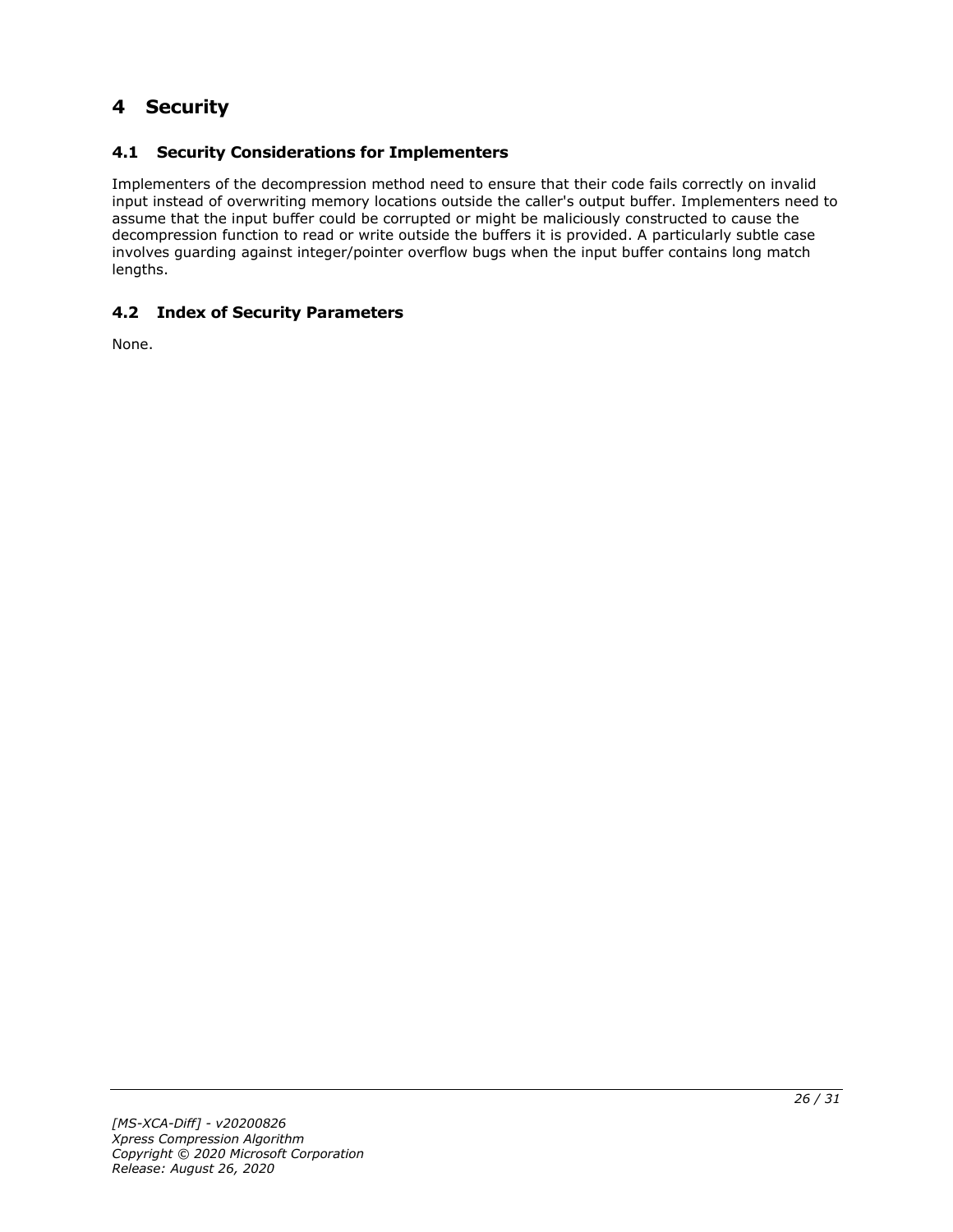# 4 Security

## 4.1 Security Considerations for Implementers

Implementers of the decompression method need to ensure that their code fails correctly on invalid input instead of overwriting memory locations outside the caller's output buffer. Implementers need to assume that the input buffer could be corrupted or might be maliciously constructed to cause the decompression function to read or write outside the buffers it is provided. A particularly subtle case involves guarding against integer/pointer overflow bugs when the input buffer contains long match lengths.

## 4.2 Index of Security Parameters

None.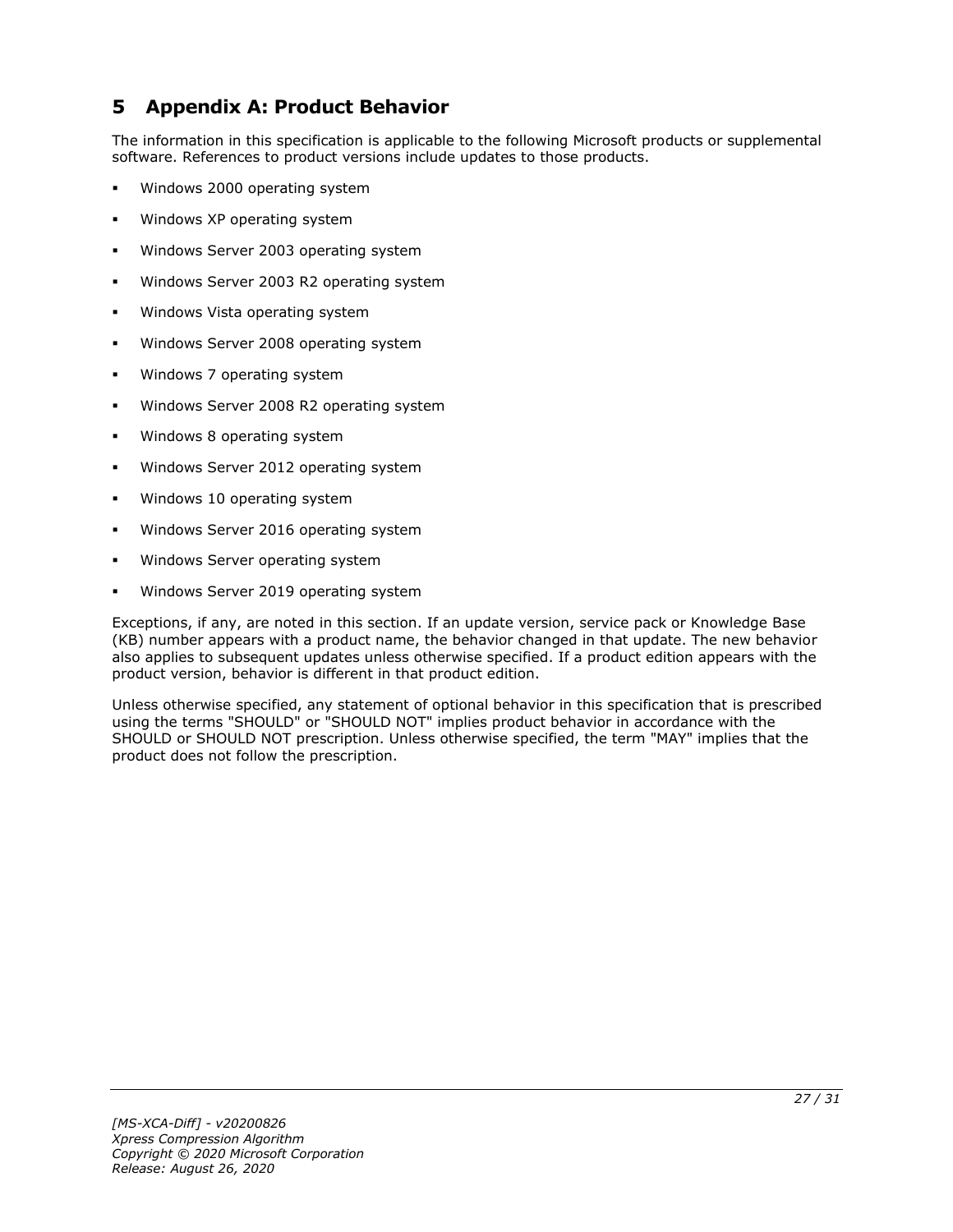# 5 Appendix A: Product Behavior

The information in this specification is applicable to the following Microsoft products or supplemental software. References to product versions include updates to those products.

- Windows 2000 operating system
- Windows XP operating system
- Windows Server 2003 operating system
- Windows Server 2003 R2 operating system
- Windows Vista operating system
- Windows Server 2008 operating system
- Windows 7 operating system
- Windows Server 2008 R2 operating system
- Windows 8 operating system
- Windows Server 2012 operating system
- Windows 10 operating system
- Windows Server 2016 operating system
- Windows Server operating system
- Windows Server 2019 operating system

Exceptions, if any, are noted in this section. If an update version, service pack or Knowledge Base (KB) number appears with a product name, the behavior changed in that update. The new behavior also applies to subsequent updates unless otherwise specified. If a product edition appears with the product version, behavior is different in that product edition.

Unless otherwise specified, any statement of optional behavior in this specification that is prescribed using the terms "SHOULD" or "SHOULD NOT" implies product behavior in accordance with the SHOULD or SHOULD NOT prescription. Unless otherwise specified, the term "MAY" implies that the product does not follow the prescription.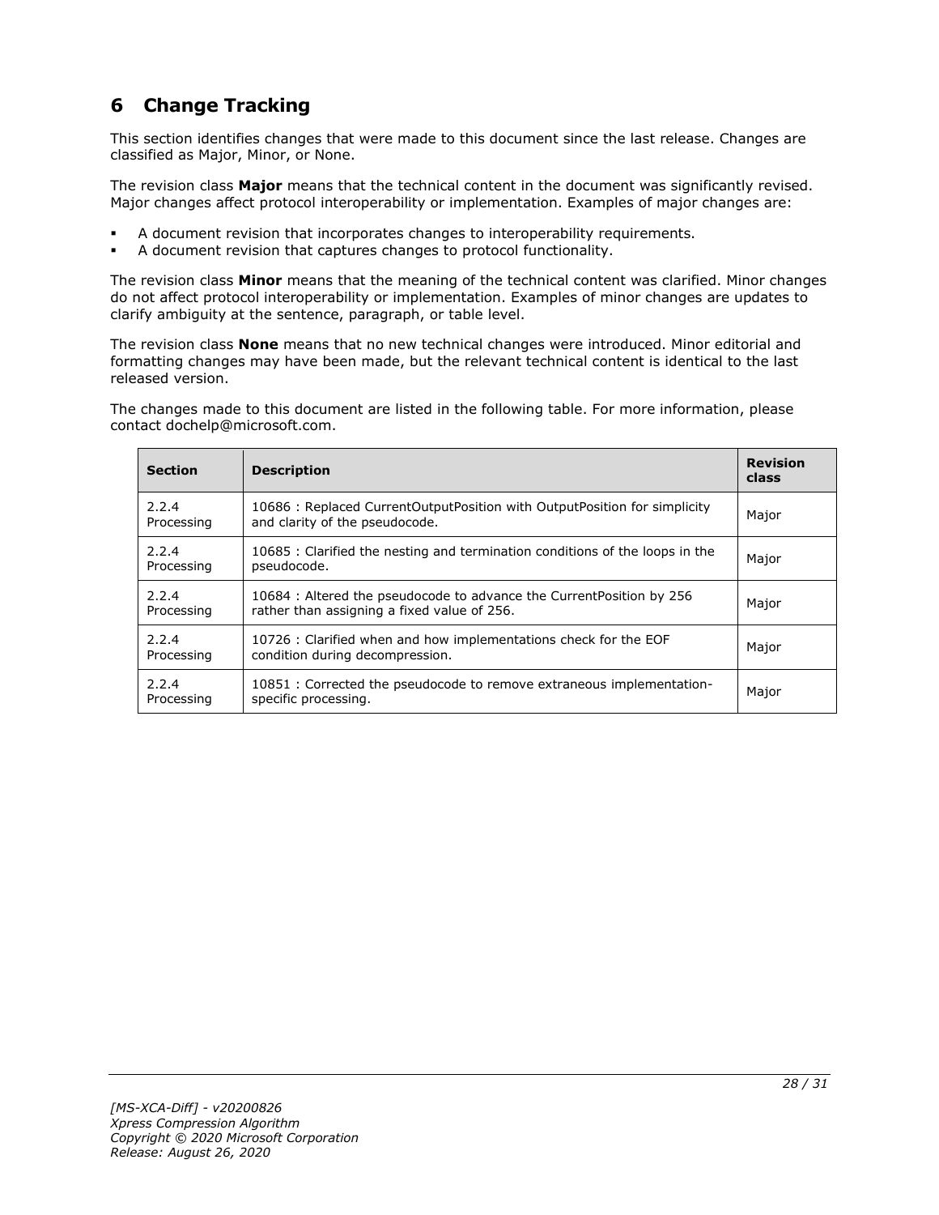# 6 Change Tracking

This section identifies changes that were made to this document since the last release. Changes are classified as Major, Minor, or None.

The revision class **Major** means that the technical content in the document was significantly revised. Major changes affect protocol interoperability or implementation. Examples of major changes are:

- A document revision that incorporates changes to interoperability requirements.
- A document revision that captures changes to protocol functionality.

The revision class **Minor** means that the meaning of the technical content was clarified. Minor changes do not affect protocol interoperability or implementation. Examples of minor changes are updates to clarify ambiguity at the sentence, paragraph, or table level.

The revision class **None** means that no new technical changes were introduced. Minor editorial and formatting changes may have been made, but the relevant technical content is identical to the last released version.

The changes made to this document are listed in the following table. For more information, please contact dochelp@microsoft.com.

| Section | Description | Revision class |
| --- | --- | --- |
| 2.2.4 Processing | 10686 : Replaced CurrentOutputPosition with OutputPosition for simplicity and clarity of the pseudocode. | Major |
| 2.2.4 Processing | 10685 : Clarified the nesting and termination conditions of the loops in the pseudocode. | Major |
| 2.2.4 Processing | 10684 : Altered the pseudocode to advance the CurrentPosition by 256 rather than assigning a fixed value of 256. | Major |
| 2.2.4 Processing | 10726 : Clarified when and how implementations check for the EOF condition during decompression. | Major |
| 2.2.4 Processing | 10851 : Corrected the pseudocode to remove extraneous implementation-specific processing. | Major |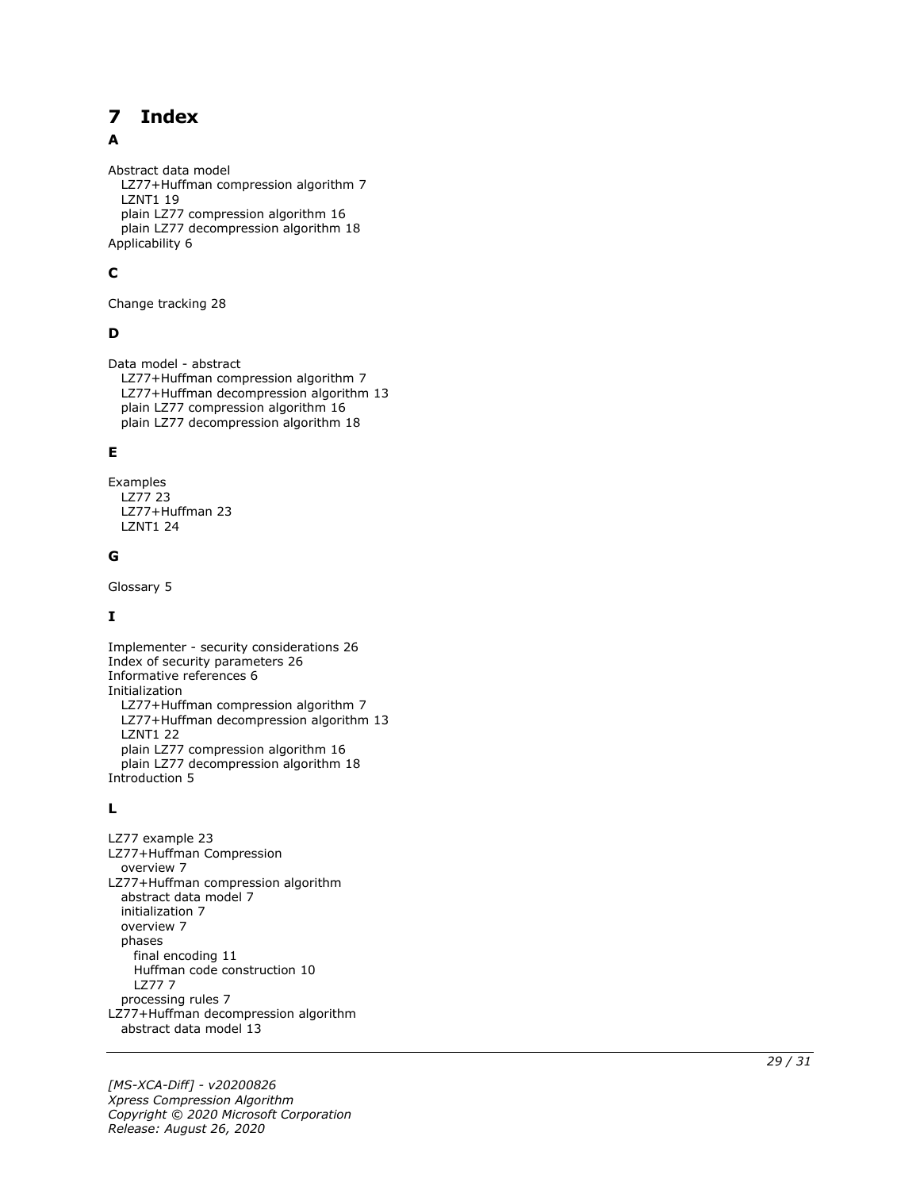# 7 Index

**A**

Abstract data model
  LZ77+Huffman compression algorithm 7
  LZNT1 19
  plain LZ77 compression algorithm 16
  plain LZ77 decompression algorithm 18
Applicability 6

**C**

Change tracking 28

**D**

Data model - abstract
  LZ77+Huffman compression algorithm 7
  LZ77+Huffman decompression algorithm 13
  plain LZ77 compression algorithm 16
  plain LZ77 decompression algorithm 18

**E**

Examples
  LZ77 23
  LZ77+Huffman 23
  LZNT1 24

**G**

Glossary 5

**I**

Implementer - security considerations 26
Index of security parameters 26
Informative references 6
Initialization
  LZ77+Huffman compression algorithm 7
  LZ77+Huffman decompression algorithm 13
  LZNT1 22
  plain LZ77 compression algorithm 16
  plain LZ77 decompression algorithm 18
Introduction 5

**L**

LZ77 example 23
LZ77+Huffman Compression
  overview 7
LZ77+Huffman compression algorithm
  abstract data model 7
  initialization 7
  overview 7
  phases
    final encoding 11
    Huffman code construction 10
    LZ77 7
  processing rules 7
LZ77+Huffman decompression algorithm
  abstract data model 13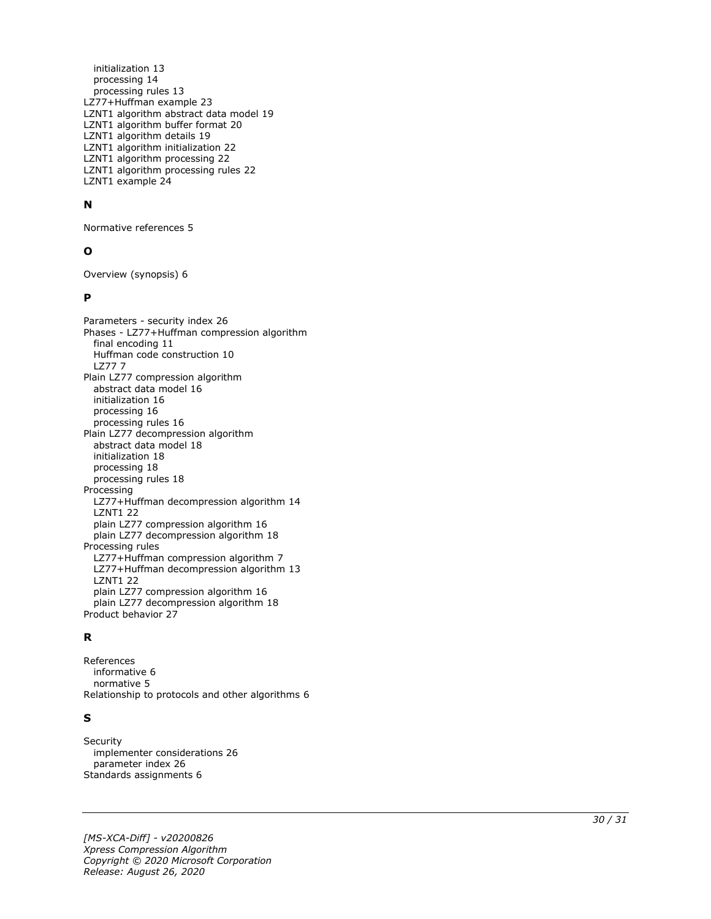initialization 13
processing 14
processing rules 13
LZ77+Huffman example 23
LZNT1 algorithm abstract data model 19
LZNT1 algorithm buffer format 20
LZNT1 algorithm details 19
LZNT1 algorithm initialization 22
LZNT1 algorithm processing 22
LZNT1 algorithm processing rules 22
LZNT1 example 24

## N

Normative references 5

## O

Overview (synopsis) 6

## P

Parameters - security index 26
Phases - LZ77+Huffman compression algorithm
final encoding 11
Huffman code construction 10
LZ77 7
Plain LZ77 compression algorithm
abstract data model 16
initialization 16
processing 16
processing rules 16
Plain LZ77 decompression algorithm
abstract data model 18
initialization 18
processing 18
processing rules 18
Processing
LZ77+Huffman decompression algorithm 14
LZNT1 22
plain LZ77 compression algorithm 16
plain LZ77 decompression algorithm 18
Processing rules
LZ77+Huffman compression algorithm 7
LZ77+Huffman decompression algorithm 13
LZNT1 22
plain LZ77 compression algorithm 16
plain LZ77 decompression algorithm 18
Product behavior 27

## R

References
informative 6
normative 5
Relationship to protocols and other algorithms 6

## S

Security
implementer considerations 26
parameter index 26
Standards assignments 6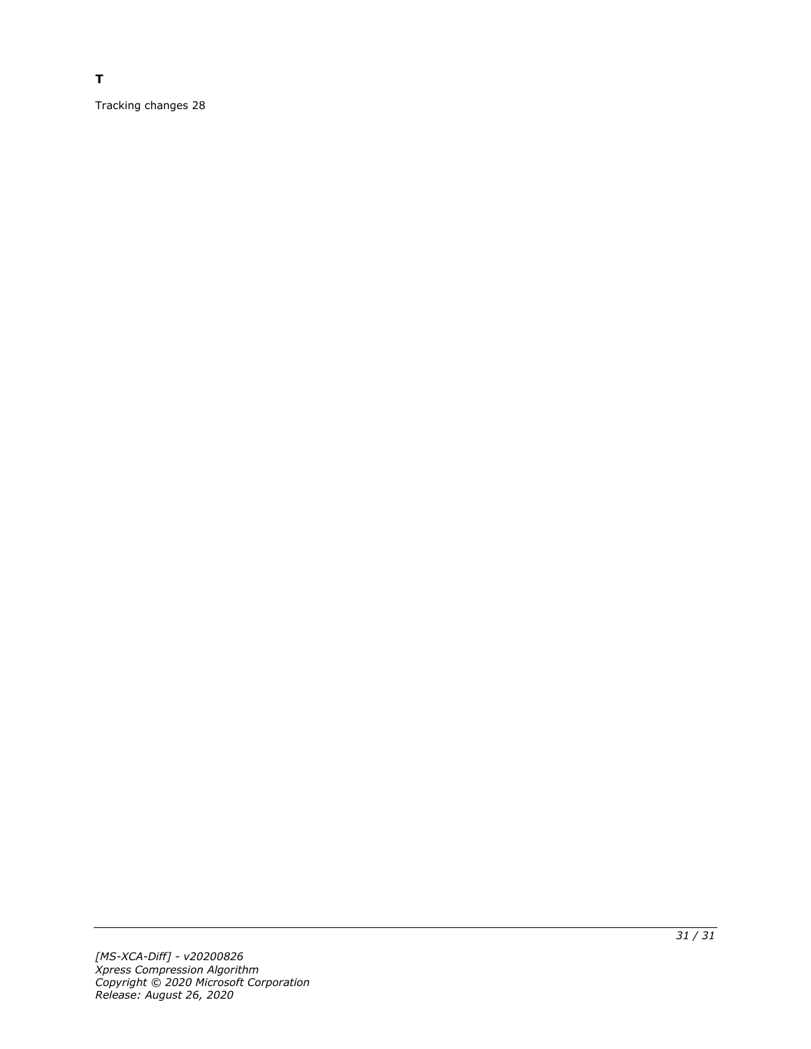**T**

Tracking changes 28